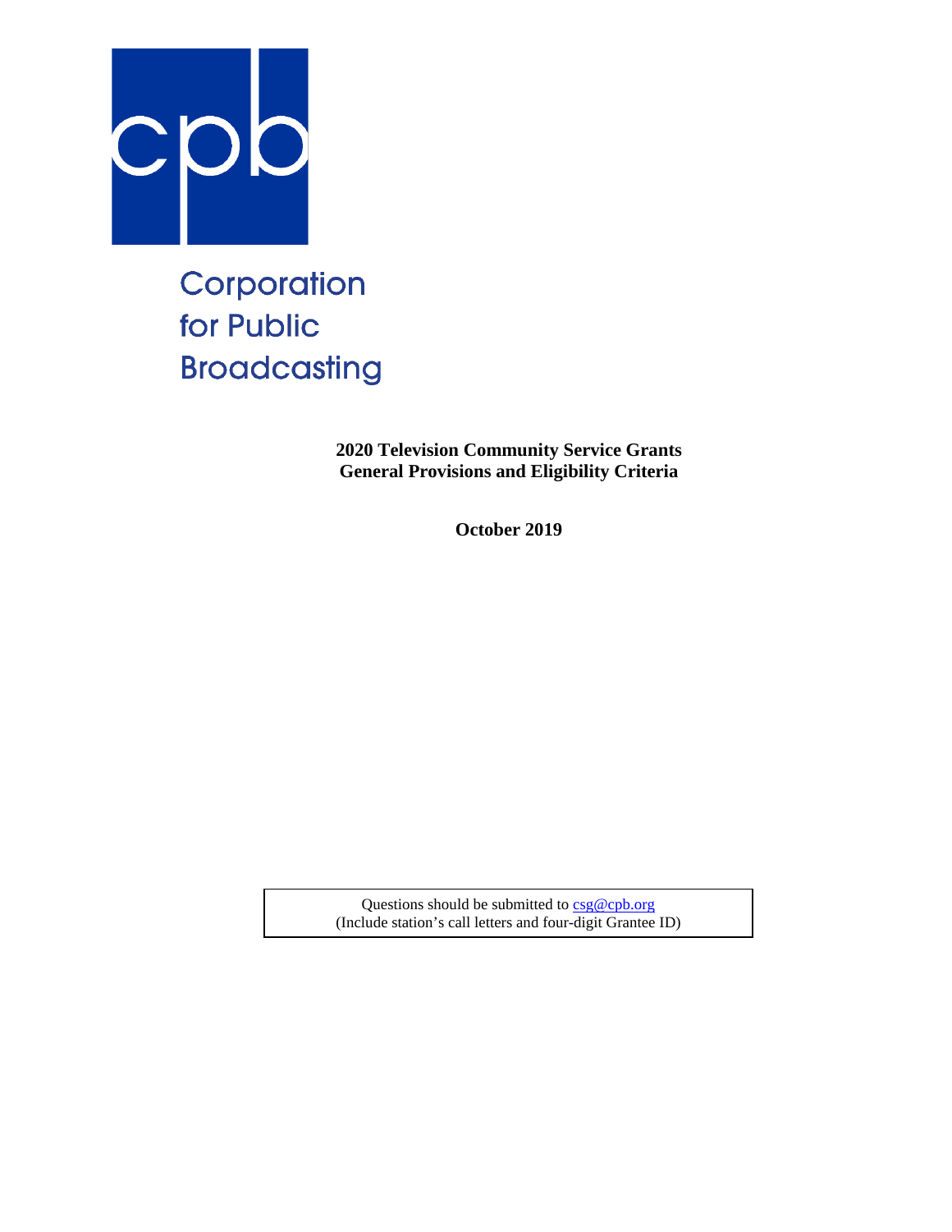cpb

Corporation for Public Broadcasting

# 2020 Television Community Service Grants General Provisions and Eligibility Criteria

**October 2019**

Questions should be submitted to csg@cpb.org
(Include station's call letters and four-digit Grantee ID)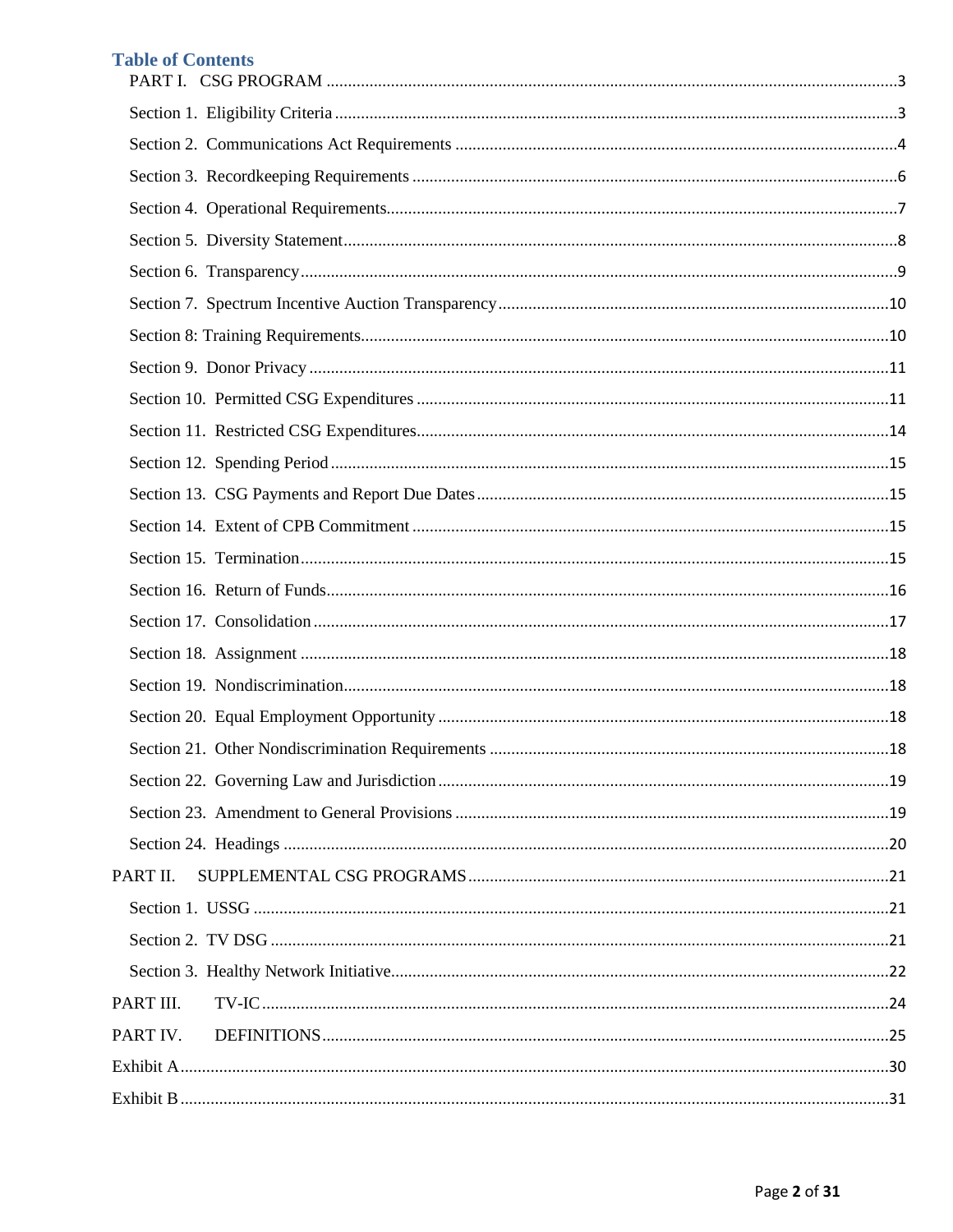# Table of Contents

PART I. CSG PROGRAM ... 3

- Section 1. Eligibility Criteria ... 3
- Section 2. Communications Act Requirements ... 4
- Section 3. Recordkeeping Requirements ... 6
- Section 4. Operational Requirements ... 7
- Section 5. Diversity Statement ... 8
- Section 6. Transparency ... 9
- Section 7. Spectrum Incentive Auction Transparency ... 10
- Section 8: Training Requirements ... 10
- Section 9. Donor Privacy ... 11
- Section 10. Permitted CSG Expenditures ... 11
- Section 11. Restricted CSG Expenditures ... 14
- Section 12. Spending Period ... 15
- Section 13. CSG Payments and Report Due Dates ... 15
- Section 14. Extent of CPB Commitment ... 15
- Section 15. Termination ... 15
- Section 16. Return of Funds ... 16
- Section 17. Consolidation ... 17
- Section 18. Assignment ... 18
- Section 19. Nondiscrimination ... 18
- Section 20. Equal Employment Opportunity ... 18
- Section 21. Other Nondiscrimination Requirements ... 18
- Section 22. Governing Law and Jurisdiction ... 19
- Section 23. Amendment to General Provisions ... 19
- Section 24. Headings ... 20

PART II. SUPPLEMENTAL CSG PROGRAMS ... 21

- Section 1. USSG ... 21
- Section 2. TV DSG ... 21
- Section 3. Healthy Network Initiative ... 22

PART III. TV-IC ... 24

PART IV. DEFINITIONS ... 25

Exhibit A ... 30

Exhibit B ... 31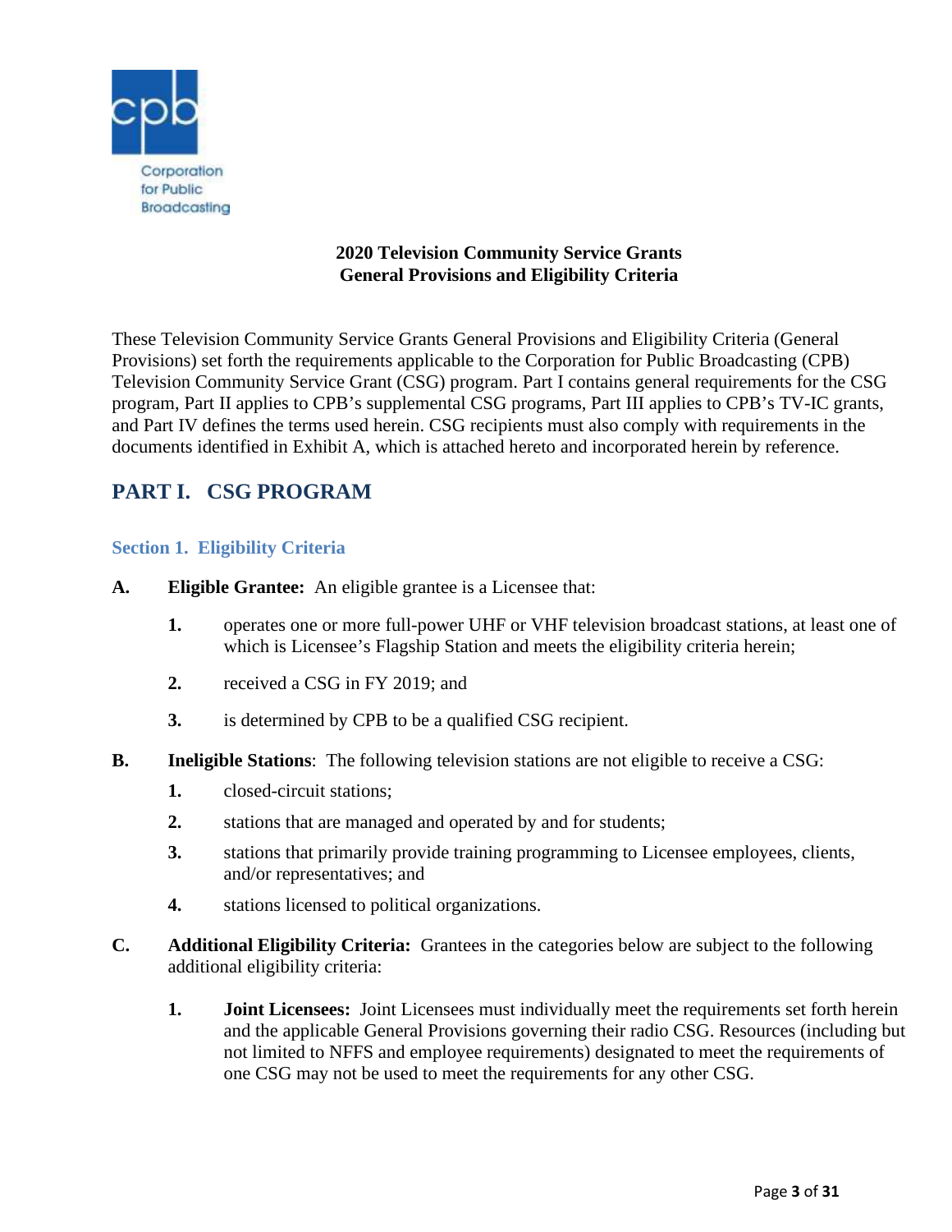Corporation for Public Broadcasting

**2020 Television Community Service Grants**
**General Provisions and Eligibility Criteria**

These Television Community Service Grants General Provisions and Eligibility Criteria (General Provisions) set forth the requirements applicable to the Corporation for Public Broadcasting (CPB) Television Community Service Grant (CSG) program. Part I contains general requirements for the CSG program, Part II applies to CPB's supplemental CSG programs, Part III applies to CPB's TV-IC grants, and Part IV defines the terms used herein. CSG recipients must also comply with requirements in the documents identified in Exhibit A, which is attached hereto and incorporated herein by reference.

## PART I. CSG PROGRAM

### Section 1. Eligibility Criteria

**A. Eligible Grantee:** An eligible grantee is a Licensee that:

1. operates one or more full-power UHF or VHF television broadcast stations, at least one of which is Licensee's Flagship Station and meets the eligibility criteria herein;
2. received a CSG in FY 2019; and
3. is determined by CPB to be a qualified CSG recipient.

**B. Ineligible Stations**: The following television stations are not eligible to receive a CSG:

1. closed-circuit stations;
2. stations that are managed and operated by and for students;
3. stations that primarily provide training programming to Licensee employees, clients, and/or representatives; and
4. stations licensed to political organizations.

**C. Additional Eligibility Criteria:** Grantees in the categories below are subject to the following additional eligibility criteria:

1. **Joint Licensees:** Joint Licensees must individually meet the requirements set forth herein and the applicable General Provisions governing their radio CSG. Resources (including but not limited to NFFS and employee requirements) designated to meet the requirements of one CSG may not be used to meet the requirements for any other CSG.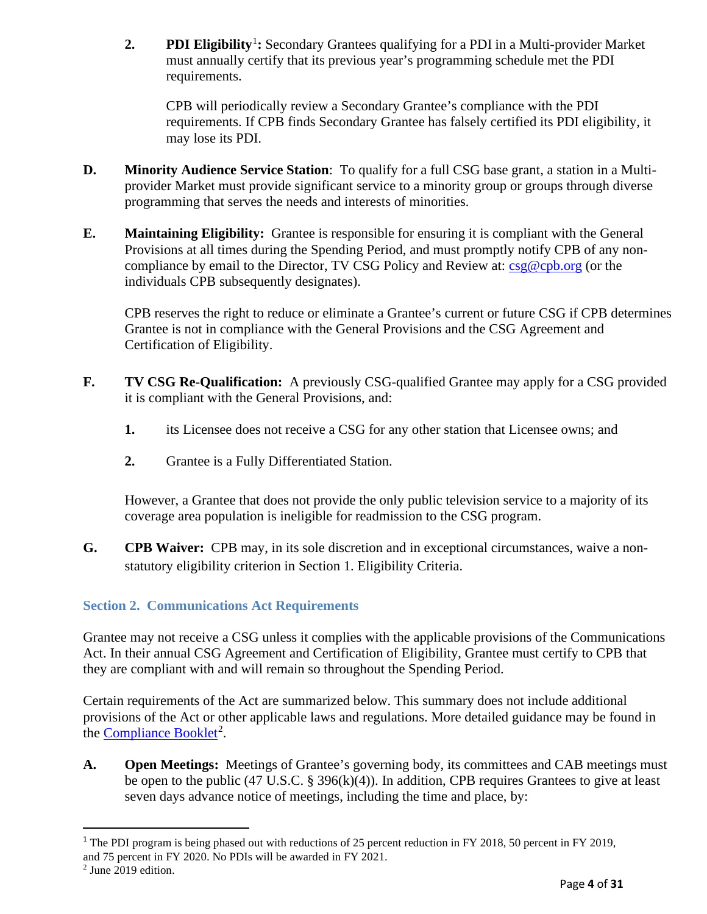2. **PDI Eligibility**[1]**:** Secondary Grantees qualifying for a PDI in a Multi-provider Market must annually certify that its previous year's programming schedule met the PDI requirements.

   CPB will periodically review a Secondary Grantee's compliance with the PDI requirements. If CPB finds Secondary Grantee has falsely certified its PDI eligibility, it may lose its PDI.

**D. Minority Audience Service Station**: To qualify for a full CSG base grant, a station in a Multi-provider Market must provide significant service to a minority group or groups through diverse programming that serves the needs and interests of minorities.

**E. Maintaining Eligibility:** Grantee is responsible for ensuring it is compliant with the General Provisions at all times during the Spending Period, and must promptly notify CPB of any non-compliance by email to the Director, TV CSG Policy and Review at: [csg@cpb.org](mailto:csg@cpb.org) (or the individuals CPB subsequently designates).

CPB reserves the right to reduce or eliminate a Grantee's current or future CSG if CPB determines Grantee is not in compliance with the General Provisions and the CSG Agreement and Certification of Eligibility.

**F. TV CSG Re-Qualification:** A previously CSG-qualified Grantee may apply for a CSG provided it is compliant with the General Provisions, and:

1. its Licensee does not receive a CSG for any other station that Licensee owns; and
2. Grantee is a Fully Differentiated Station.

However, a Grantee that does not provide the only public television service to a majority of its coverage area population is ineligible for readmission to the CSG program.

**G. CPB Waiver:** CPB may, in its sole discretion and in exceptional circumstances, waive a non-statutory eligibility criterion in Section 1. Eligibility Criteria.

## Section 2. Communications Act Requirements

Grantee may not receive a CSG unless it complies with the applicable provisions of the Communications Act. In their annual CSG Agreement and Certification of Eligibility, Grantee must certify to CPB that they are compliant with and will remain so throughout the Spending Period.

Certain requirements of the Act are summarized below. This summary does not include additional provisions of the Act or other applicable laws and regulations. More detailed guidance may be found in the Compliance Booklet[2].

**A. Open Meetings:** Meetings of Grantee's governing body, its committees and CAB meetings must be open to the public (47 U.S.C. § 396(k)(4)). In addition, CPB requires Grantees to give at least seven days advance notice of meetings, including the time and place, by:

---

[1] The PDI program is being phased out with reductions of 25 percent reduction in FY 2018, 50 percent in FY 2019, and 75 percent in FY 2020. No PDIs will be awarded in FY 2021.

[2] June 2019 edition.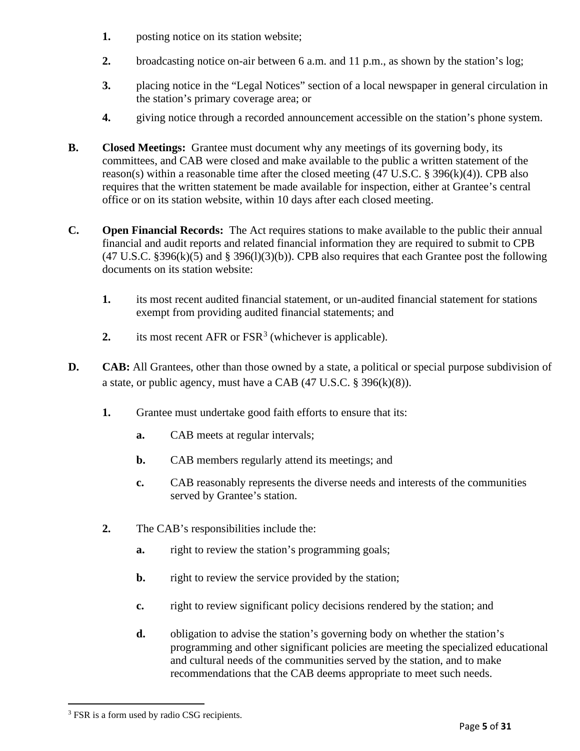1. posting notice on its station website;

2. broadcasting notice on-air between 6 a.m. and 11 p.m., as shown by the station's log;

3. placing notice in the "Legal Notices" section of a local newspaper in general circulation in the station's primary coverage area; or

4. giving notice through a recorded announcement accessible on the station's phone system.

**B. Closed Meetings:** Grantee must document why any meetings of its governing body, its committees, and CAB were closed and make available to the public a written statement of the reason(s) within a reasonable time after the closed meeting (47 U.S.C. § 396(k)(4)). CPB also requires that the written statement be made available for inspection, either at Grantee's central office or on its station website, within 10 days after each closed meeting.

**C. Open Financial Records:** The Act requires stations to make available to the public their annual financial and audit reports and related financial information they are required to submit to CPB (47 U.S.C. §396(k)(5) and § 396(l)(3)(b)). CPB also requires that each Grantee post the following documents on its station website:

1. its most recent audited financial statement, or un-audited financial statement for stations exempt from providing audited financial statements; and

2. its most recent AFR or FSR[3] (whichever is applicable).

**D. CAB:** All Grantees, other than those owned by a state, a political or special purpose subdivision of a state, or public agency, must have a CAB (47 U.S.C. § 396(k)(8)).

1. Grantee must undertake good faith efforts to ensure that its:

   a. CAB meets at regular intervals;

   b. CAB members regularly attend its meetings; and

   c. CAB reasonably represents the diverse needs and interests of the communities served by Grantee's station.

2. The CAB's responsibilities include the:

   a. right to review the station's programming goals;

   b. right to review the service provided by the station;

   c. right to review significant policy decisions rendered by the station; and

   d. obligation to advise the station's governing body on whether the station's programming and other significant policies are meeting the specialized educational and cultural needs of the communities served by the station, and to make recommendations that the CAB deems appropriate to meet such needs.

---

[3] FSR is a form used by radio CSG recipients.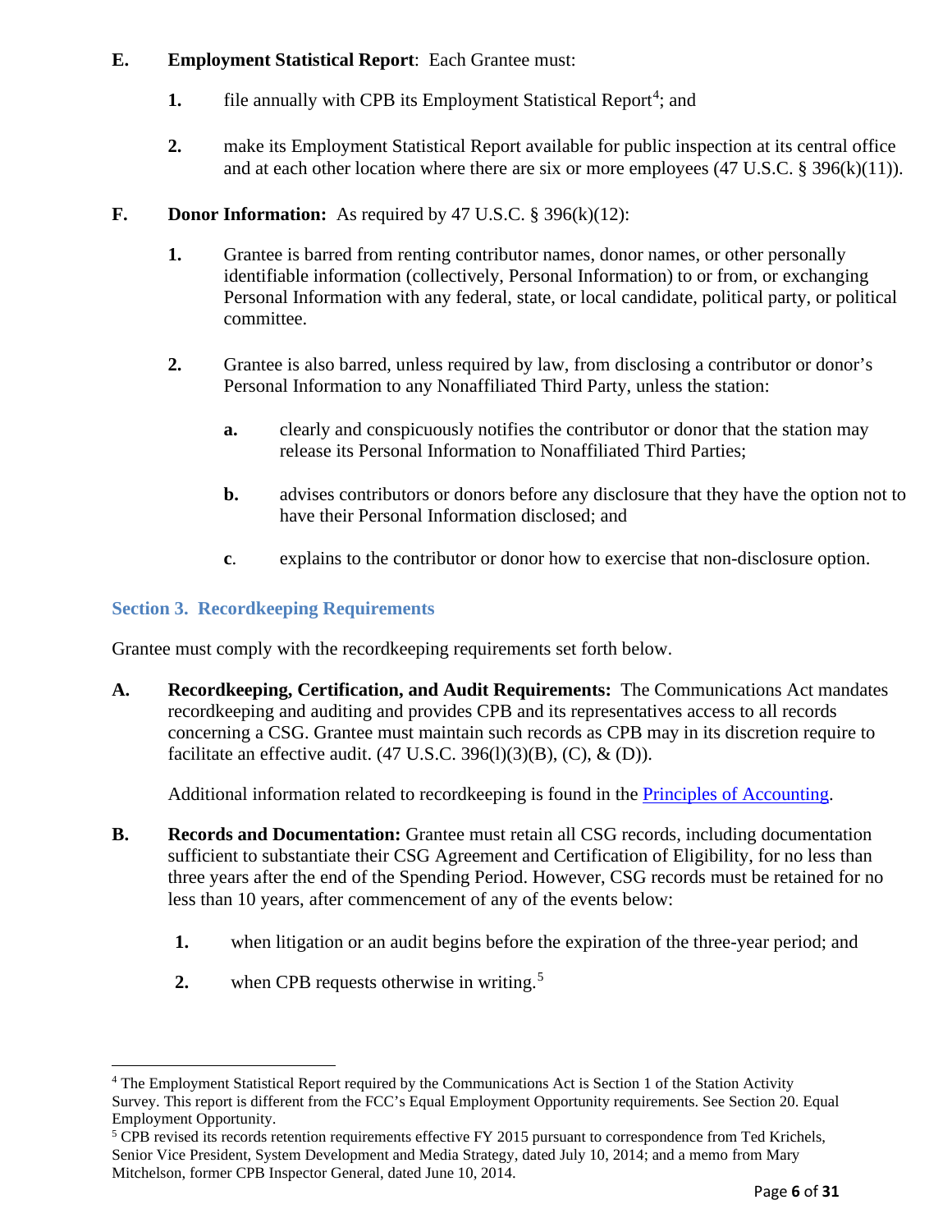**E. Employment Statistical Report**: Each Grantee must:

1. file annually with CPB its Employment Statistical Report[4]; and

2. make its Employment Statistical Report available for public inspection at its central office and at each other location where there are six or more employees (47 U.S.C. § 396(k)(11)).

**F. Donor Information:** As required by 47 U.S.C. § 396(k)(12):

1. Grantee is barred from renting contributor names, donor names, or other personally identifiable information (collectively, Personal Information) to or from, or exchanging Personal Information with any federal, state, or local candidate, political party, or political committee.

2. Grantee is also barred, unless required by law, from disclosing a contributor or donor's Personal Information to any Nonaffiliated Third Party, unless the station:

   a. clearly and conspicuously notifies the contributor or donor that the station may release its Personal Information to Nonaffiliated Third Parties;

   b. advises contributors or donors before any disclosure that they have the option not to have their Personal Information disclosed; and

   c. explains to the contributor or donor how to exercise that non-disclosure option.

## Section 3. Recordkeeping Requirements

Grantee must comply with the recordkeeping requirements set forth below.

**A. Recordkeeping, Certification, and Audit Requirements:** The Communications Act mandates recordkeeping and auditing and provides CPB and its representatives access to all records concerning a CSG. Grantee must maintain such records as CPB may in its discretion require to facilitate an effective audit. (47 U.S.C. 396(l)(3)(B), (C), & (D)).

Additional information related to recordkeeping is found in the Principles of Accounting.

**B. Records and Documentation:** Grantee must retain all CSG records, including documentation sufficient to substantiate their CSG Agreement and Certification of Eligibility, for no less than three years after the end of the Spending Period. However, CSG records must be retained for no less than 10 years, after commencement of any of the events below:

1. when litigation or an audit begins before the expiration of the three-year period; and

2. when CPB requests otherwise in writing.[5]

---

[4] The Employment Statistical Report required by the Communications Act is Section 1 of the Station Activity Survey. This report is different from the FCC's Equal Employment Opportunity requirements. See Section 20. Equal Employment Opportunity.

[5] CPB revised its records retention requirements effective FY 2015 pursuant to correspondence from Ted Krichels, Senior Vice President, System Development and Media Strategy, dated July 10, 2014; and a memo from Mary Mitchelson, former CPB Inspector General, dated June 10, 2014.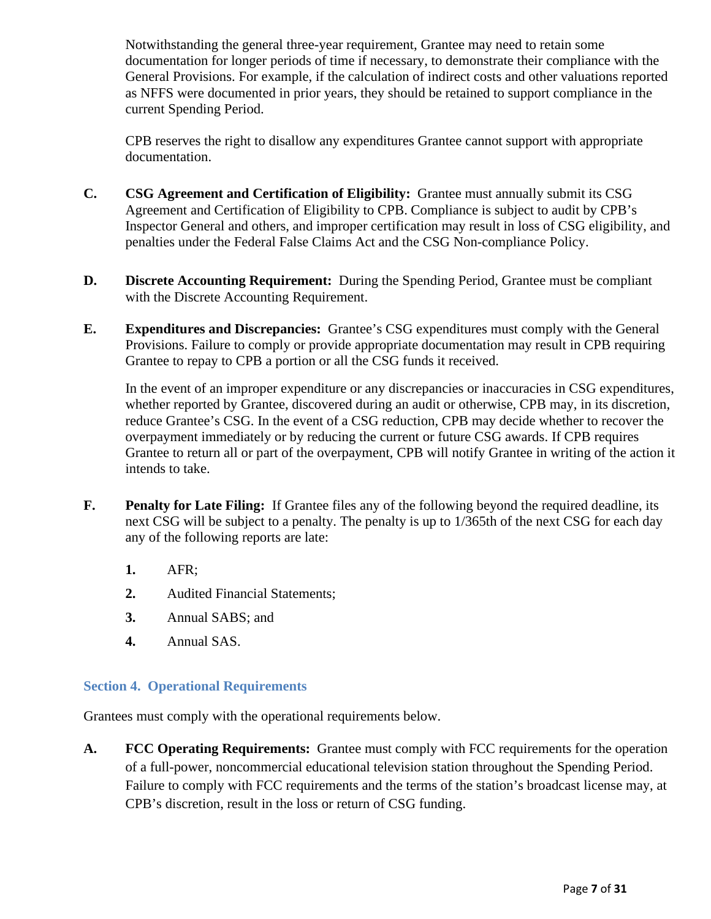Notwithstanding the general three-year requirement, Grantee may need to retain some documentation for longer periods of time if necessary, to demonstrate their compliance with the General Provisions. For example, if the calculation of indirect costs and other valuations reported as NFFS were documented in prior years, they should be retained to support compliance in the current Spending Period.

CPB reserves the right to disallow any expenditures Grantee cannot support with appropriate documentation.

**C.** **CSG Agreement and Certification of Eligibility:** Grantee must annually submit its CSG Agreement and Certification of Eligibility to CPB. Compliance is subject to audit by CPB's Inspector General and others, and improper certification may result in loss of CSG eligibility, and penalties under the Federal False Claims Act and the CSG Non-compliance Policy.

**D.** **Discrete Accounting Requirement:** During the Spending Period, Grantee must be compliant with the Discrete Accounting Requirement.

**E.** **Expenditures and Discrepancies:** Grantee's CSG expenditures must comply with the General Provisions. Failure to comply or provide appropriate documentation may result in CPB requiring Grantee to repay to CPB a portion or all the CSG funds it received.

In the event of an improper expenditure or any discrepancies or inaccuracies in CSG expenditures, whether reported by Grantee, discovered during an audit or otherwise, CPB may, in its discretion, reduce Grantee's CSG. In the event of a CSG reduction, CPB may decide whether to recover the overpayment immediately or by reducing the current or future CSG awards. If CPB requires Grantee to return all or part of the overpayment, CPB will notify Grantee in writing of the action it intends to take.

**F.** **Penalty for Late Filing:** If Grantee files any of the following beyond the required deadline, its next CSG will be subject to a penalty. The penalty is up to 1/365th of the next CSG for each day any of the following reports are late:

1. AFR;
2. Audited Financial Statements;
3. Annual SABS; and
4. Annual SAS.

## Section 4. Operational Requirements

Grantees must comply with the operational requirements below.

**A.** **FCC Operating Requirements:** Grantee must comply with FCC requirements for the operation of a full-power, noncommercial educational television station throughout the Spending Period. Failure to comply with FCC requirements and the terms of the station's broadcast license may, at CPB's discretion, result in the loss or return of CSG funding.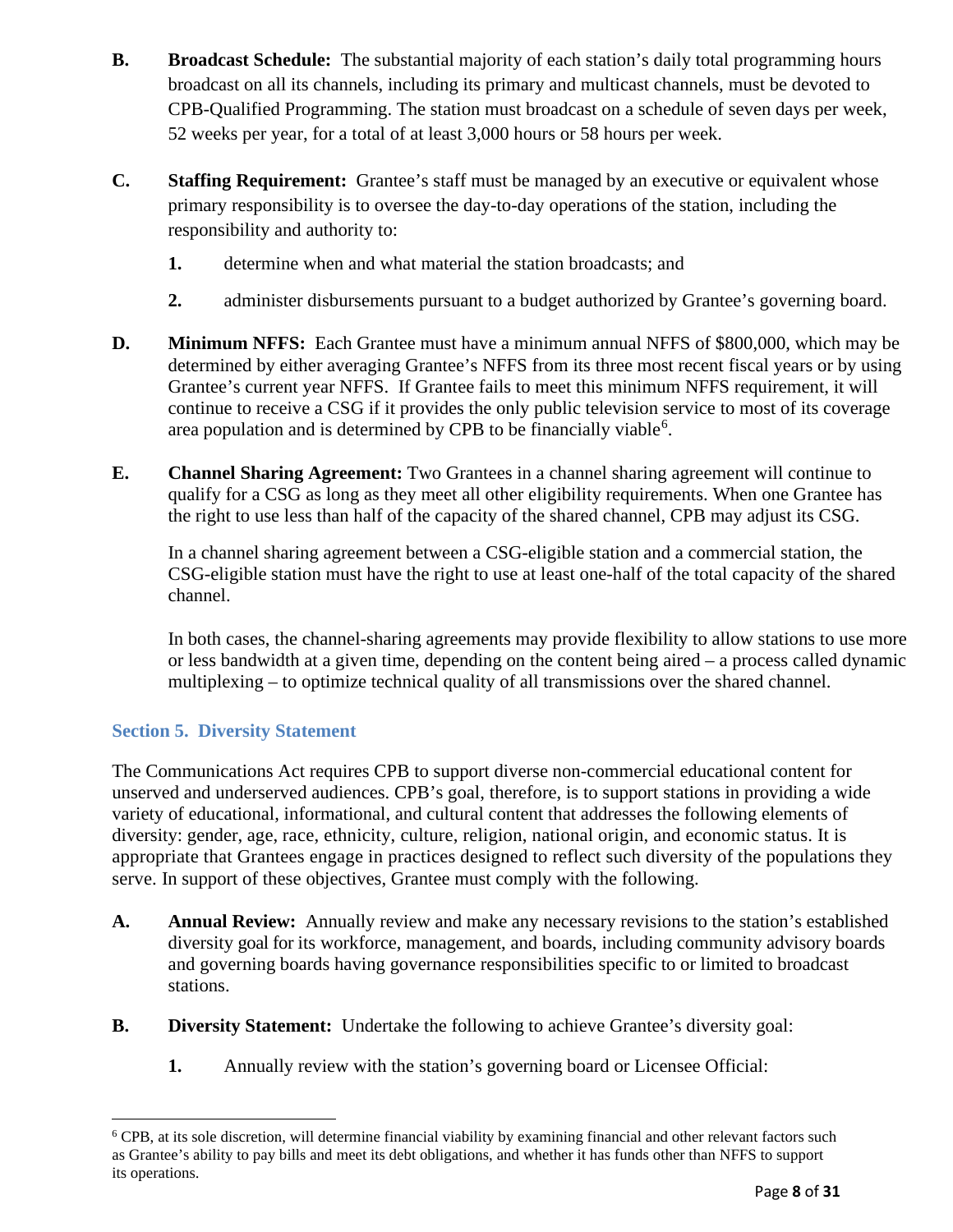**B. Broadcast Schedule:** The substantial majority of each station's daily total programming hours broadcast on all its channels, including its primary and multicast channels, must be devoted to CPB-Qualified Programming. The station must broadcast on a schedule of seven days per week, 52 weeks per year, for a total of at least 3,000 hours or 58 hours per week.

**C. Staffing Requirement:** Grantee's staff must be managed by an executive or equivalent whose primary responsibility is to oversee the day-to-day operations of the station, including the responsibility and authority to:

**1.** determine when and what material the station broadcasts; and

**2.** administer disbursements pursuant to a budget authorized by Grantee's governing board.

**D. Minimum NFFS:** Each Grantee must have a minimum annual NFFS of $800,000, which may be determined by either averaging Grantee's NFFS from its three most recent fiscal years or by using Grantee's current year NFFS. If Grantee fails to meet this minimum NFFS requirement, it will continue to receive a CSG if it provides the only public television service to most of its coverage area population and is determined by CPB to be financially viable[6].

**E. Channel Sharing Agreement:** Two Grantees in a channel sharing agreement will continue to qualify for a CSG as long as they meet all other eligibility requirements. When one Grantee has the right to use less than half of the capacity of the shared channel, CPB may adjust its CSG.

In a channel sharing agreement between a CSG-eligible station and a commercial station, the CSG-eligible station must have the right to use at least one-half of the total capacity of the shared channel.

In both cases, the channel-sharing agreements may provide flexibility to allow stations to use more or less bandwidth at a given time, depending on the content being aired – a process called dynamic multiplexing – to optimize technical quality of all transmissions over the shared channel.

## Section 5. Diversity Statement

The Communications Act requires CPB to support diverse non-commercial educational content for unserved and underserved audiences. CPB's goal, therefore, is to support stations in providing a wide variety of educational, informational, and cultural content that addresses the following elements of diversity: gender, age, race, ethnicity, culture, religion, national origin, and economic status. It is appropriate that Grantees engage in practices designed to reflect such diversity of the populations they serve. In support of these objectives, Grantee must comply with the following.

**A. Annual Review:** Annually review and make any necessary revisions to the station's established diversity goal for its workforce, management, and boards, including community advisory boards and governing boards having governance responsibilities specific to or limited to broadcast stations.

**B. Diversity Statement:** Undertake the following to achieve Grantee's diversity goal:

**1.** Annually review with the station's governing board or Licensee Official:

---

[6] CPB, at its sole discretion, will determine financial viability by examining financial and other relevant factors such as Grantee's ability to pay bills and meet its debt obligations, and whether it has funds other than NFFS to support its operations.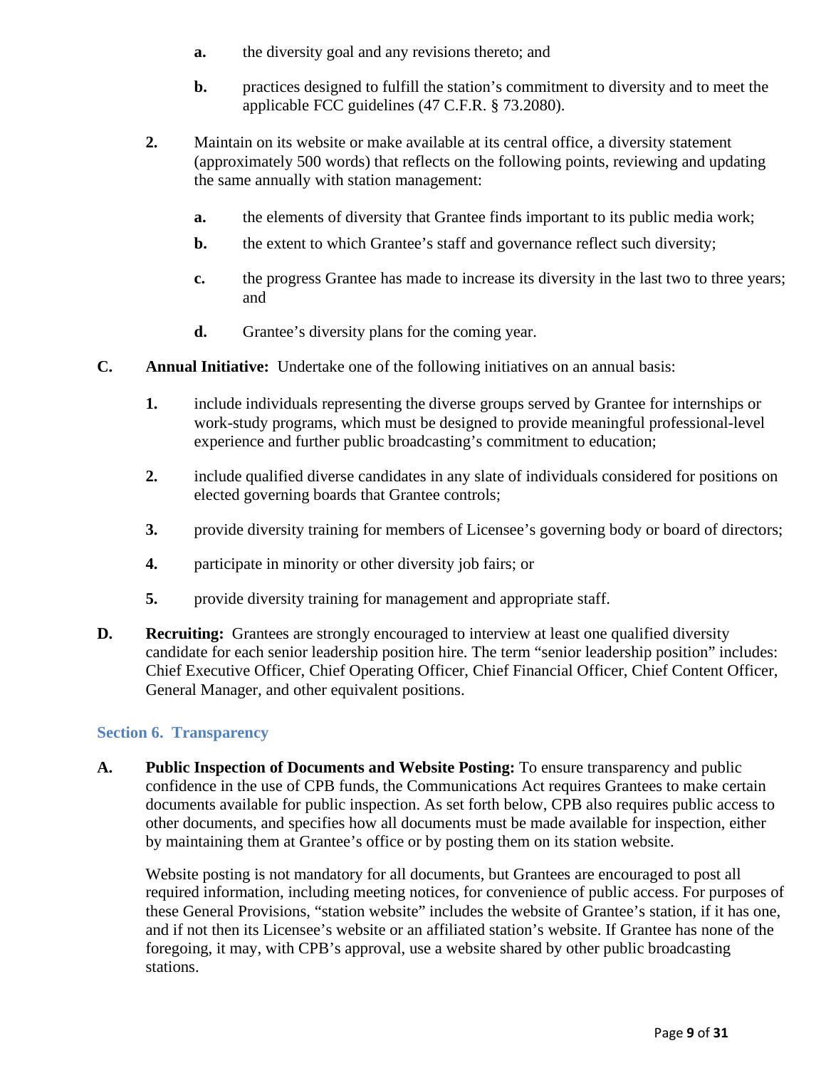**a.** the diversity goal and any revisions thereto; and

**b.** practices designed to fulfill the station's commitment to diversity and to meet the applicable FCC guidelines (47 C.F.R. § 73.2080).

**2.** Maintain on its website or make available at its central office, a diversity statement (approximately 500 words) that reflects on the following points, reviewing and updating the same annually with station management:

**a.** the elements of diversity that Grantee finds important to its public media work;

**b.** the extent to which Grantee's staff and governance reflect such diversity;

**c.** the progress Grantee has made to increase its diversity in the last two to three years; and

**d.** Grantee's diversity plans for the coming year.

**C. Annual Initiative:** Undertake one of the following initiatives on an annual basis:

**1.** include individuals representing the diverse groups served by Grantee for internships or work-study programs, which must be designed to provide meaningful professional-level experience and further public broadcasting's commitment to education;

**2.** include qualified diverse candidates in any slate of individuals considered for positions on elected governing boards that Grantee controls;

**3.** provide diversity training for members of Licensee's governing body or board of directors;

**4.** participate in minority or other diversity job fairs; or

**5.** provide diversity training for management and appropriate staff.

**D. Recruiting:** Grantees are strongly encouraged to interview at least one qualified diversity candidate for each senior leadership position hire. The term "senior leadership position" includes: Chief Executive Officer, Chief Operating Officer, Chief Financial Officer, Chief Content Officer, General Manager, and other equivalent positions.

## Section 6. Transparency

**A. Public Inspection of Documents and Website Posting:** To ensure transparency and public confidence in the use of CPB funds, the Communications Act requires Grantees to make certain documents available for public inspection. As set forth below, CPB also requires public access to other documents, and specifies how all documents must be made available for inspection, either by maintaining them at Grantee's office or by posting them on its station website.

Website posting is not mandatory for all documents, but Grantees are encouraged to post all required information, including meeting notices, for convenience of public access. For purposes of these General Provisions, "station website" includes the website of Grantee's station, if it has one, and if not then its Licensee's website or an affiliated station's website. If Grantee has none of the foregoing, it may, with CPB's approval, use a website shared by other public broadcasting stations.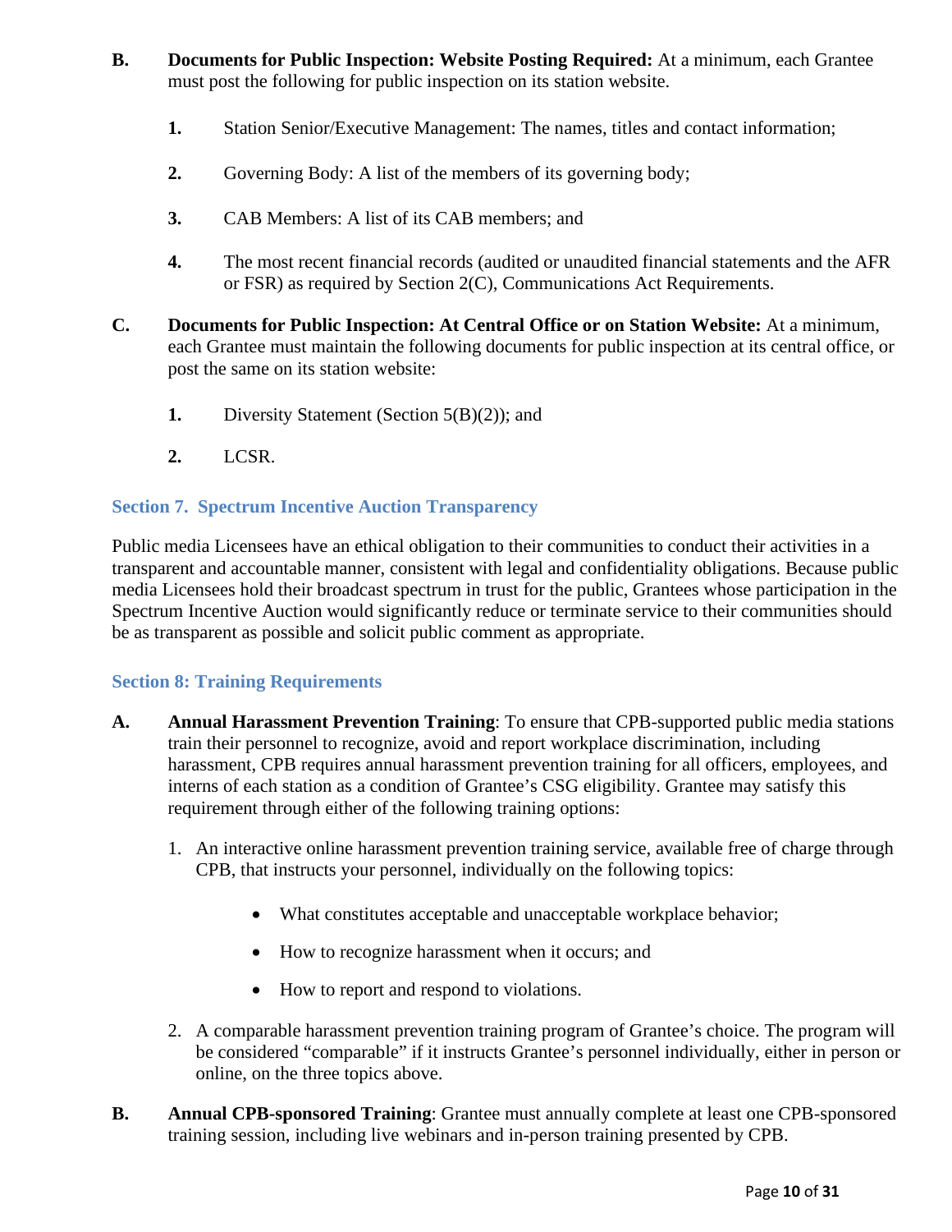**B. Documents for Public Inspection: Website Posting Required:** At a minimum, each Grantee must post the following for public inspection on its station website.

1. Station Senior/Executive Management: The names, titles and contact information;

2. Governing Body: A list of the members of its governing body;

3. CAB Members: A list of its CAB members; and

4. The most recent financial records (audited or unaudited financial statements and the AFR or FSR) as required by Section 2(C), Communications Act Requirements.

**C. Documents for Public Inspection: At Central Office or on Station Website:** At a minimum, each Grantee must maintain the following documents for public inspection at its central office, or post the same on its station website:

1. Diversity Statement (Section 5(B)(2)); and

2. LCSR.

### Section 7. Spectrum Incentive Auction Transparency

Public media Licensees have an ethical obligation to their communities to conduct their activities in a transparent and accountable manner, consistent with legal and confidentiality obligations. Because public media Licensees hold their broadcast spectrum in trust for the public, Grantees whose participation in the Spectrum Incentive Auction would significantly reduce or terminate service to their communities should be as transparent as possible and solicit public comment as appropriate.

### Section 8: Training Requirements

**A. Annual Harassment Prevention Training**: To ensure that CPB-supported public media stations train their personnel to recognize, avoid and report workplace discrimination, including harassment, CPB requires annual harassment prevention training for all officers, employees, and interns of each station as a condition of Grantee's CSG eligibility. Grantee may satisfy this requirement through either of the following training options:

1. An interactive online harassment prevention training service, available free of charge through CPB, that instructs your personnel, individually on the following topics:

    - What constitutes acceptable and unacceptable workplace behavior;
    - How to recognize harassment when it occurs; and
    - How to report and respond to violations.

2. A comparable harassment prevention training program of Grantee's choice. The program will be considered "comparable" if it instructs Grantee's personnel individually, either in person or online, on the three topics above.

**B. Annual CPB-sponsored Training**: Grantee must annually complete at least one CPB-sponsored training session, including live webinars and in-person training presented by CPB.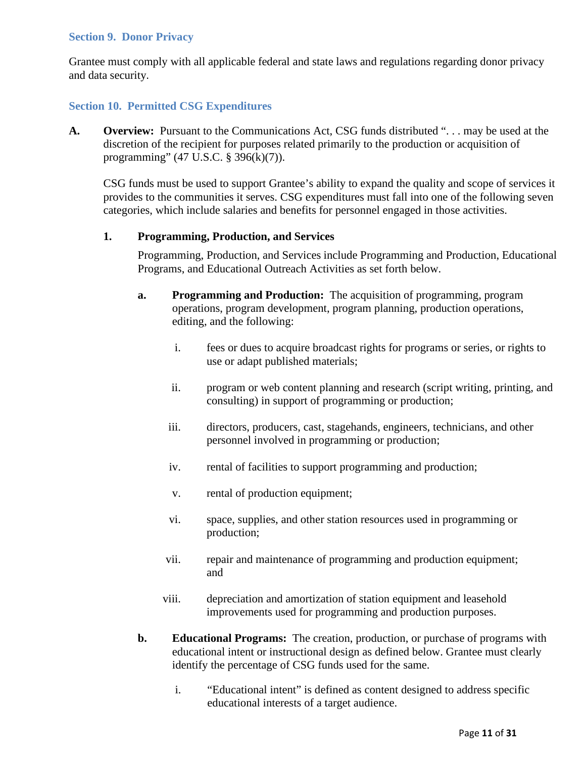### Section 9. Donor Privacy

Grantee must comply with all applicable federal and state laws and regulations regarding donor privacy and data security.

### Section 10. Permitted CSG Expenditures

**A. Overview:** Pursuant to the Communications Act, CSG funds distributed ". . . may be used at the discretion of the recipient for purposes related primarily to the production or acquisition of programming" (47 U.S.C. § 396(k)(7)).

CSG funds must be used to support Grantee's ability to expand the quality and scope of services it provides to the communities it serves. CSG expenditures must fall into one of the following seven categories, which include salaries and benefits for personnel engaged in those activities.

**1. Programming, Production, and Services**

Programming, Production, and Services include Programming and Production, Educational Programs, and Educational Outreach Activities as set forth below.

**a. Programming and Production:** The acquisition of programming, program operations, program development, program planning, production operations, editing, and the following:

i. fees or dues to acquire broadcast rights for programs or series, or rights to use or adapt published materials;

ii. program or web content planning and research (script writing, printing, and consulting) in support of programming or production;

iii. directors, producers, cast, stagehands, engineers, technicians, and other personnel involved in programming or production;

iv. rental of facilities to support programming and production;

v. rental of production equipment;

vi. space, supplies, and other station resources used in programming or production;

vii. repair and maintenance of programming and production equipment; and

viii. depreciation and amortization of station equipment and leasehold improvements used for programming and production purposes.

**b. Educational Programs:** The creation, production, or purchase of programs with educational intent or instructional design as defined below. Grantee must clearly identify the percentage of CSG funds used for the same.

i. "Educational intent" is defined as content designed to address specific educational interests of a target audience.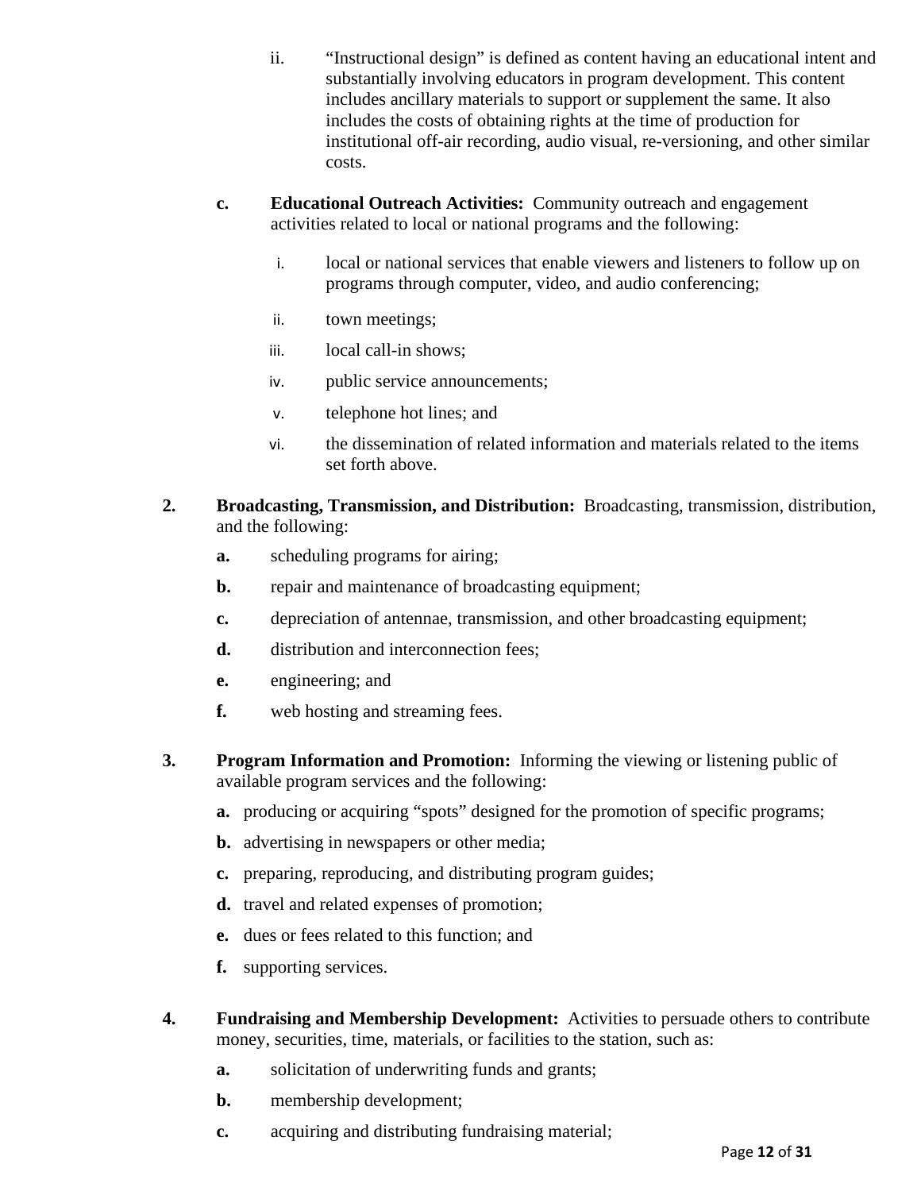ii. "Instructional design" is defined as content having an educational intent and substantially involving educators in program development. This content includes ancillary materials to support or supplement the same. It also includes the costs of obtaining rights at the time of production for institutional off-air recording, audio visual, re-versioning, and other similar costs.

**c. Educational Outreach Activities:** Community outreach and engagement activities related to local or national programs and the following:

i. local or national services that enable viewers and listeners to follow up on programs through computer, video, and audio conferencing;

ii. town meetings;

iii. local call-in shows;

iv. public service announcements;

v. telephone hot lines; and

vi. the dissemination of related information and materials related to the items set forth above.

**2. Broadcasting, Transmission, and Distribution:** Broadcasting, transmission, distribution, and the following:

**a.** scheduling programs for airing;

**b.** repair and maintenance of broadcasting equipment;

**c.** depreciation of antennae, transmission, and other broadcasting equipment;

**d.** distribution and interconnection fees;

**e.** engineering; and

**f.** web hosting and streaming fees.

**3. Program Information and Promotion:** Informing the viewing or listening public of available program services and the following:

**a.** producing or acquiring "spots" designed for the promotion of specific programs;

**b.** advertising in newspapers or other media;

**c.** preparing, reproducing, and distributing program guides;

**d.** travel and related expenses of promotion;

**e.** dues or fees related to this function; and

**f.** supporting services.

**4. Fundraising and Membership Development:** Activities to persuade others to contribute money, securities, time, materials, or facilities to the station, such as:

**a.** solicitation of underwriting funds and grants;

**b.** membership development;

**c.** acquiring and distributing fundraising material;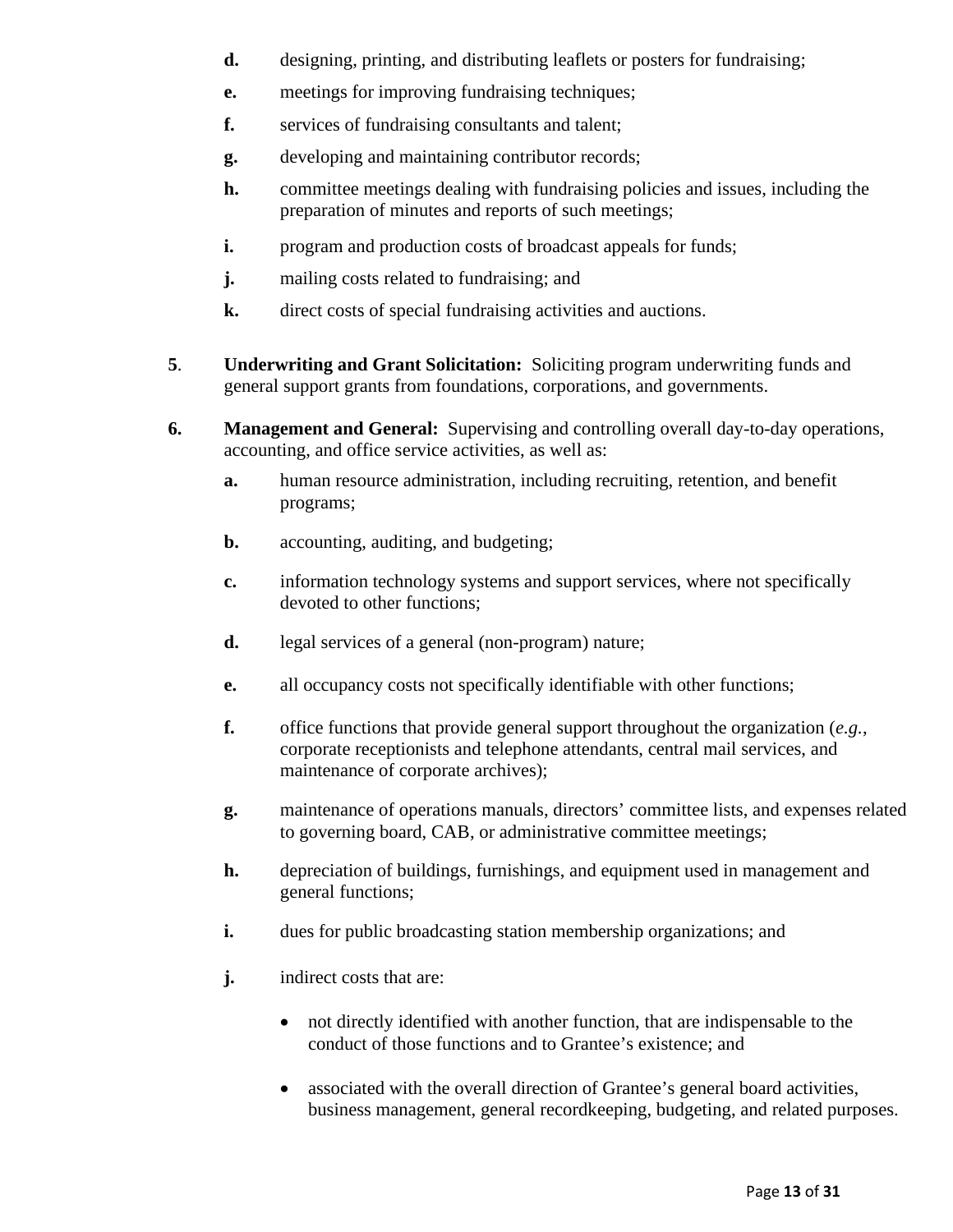**d.** designing, printing, and distributing leaflets or posters for fundraising;

**e.** meetings for improving fundraising techniques;

**f.** services of fundraising consultants and talent;

**g.** developing and maintaining contributor records;

**h.** committee meetings dealing with fundraising policies and issues, including the preparation of minutes and reports of such meetings;

**i.** program and production costs of broadcast appeals for funds;

**j.** mailing costs related to fundraising; and

**k.** direct costs of special fundraising activities and auctions.

**5**. **Underwriting and Grant Solicitation:** Soliciting program underwriting funds and general support grants from foundations, corporations, and governments.

**6.** **Management and General:** Supervising and controlling overall day-to-day operations, accounting, and office service activities, as well as:

**a.** human resource administration, including recruiting, retention, and benefit programs;

**b.** accounting, auditing, and budgeting;

**c.** information technology systems and support services, where not specifically devoted to other functions;

**d.** legal services of a general (non-program) nature;

**e.** all occupancy costs not specifically identifiable with other functions;

**f.** office functions that provide general support throughout the organization (*e.g.*, corporate receptionists and telephone attendants, central mail services, and maintenance of corporate archives);

**g.** maintenance of operations manuals, directors' committee lists, and expenses related to governing board, CAB, or administrative committee meetings;

**h.** depreciation of buildings, furnishings, and equipment used in management and general functions;

**i.** dues for public broadcasting station membership organizations; and

**j.** indirect costs that are:

- not directly identified with another function, that are indispensable to the conduct of those functions and to Grantee's existence; and
- associated with the overall direction of Grantee's general board activities, business management, general recordkeeping, budgeting, and related purposes.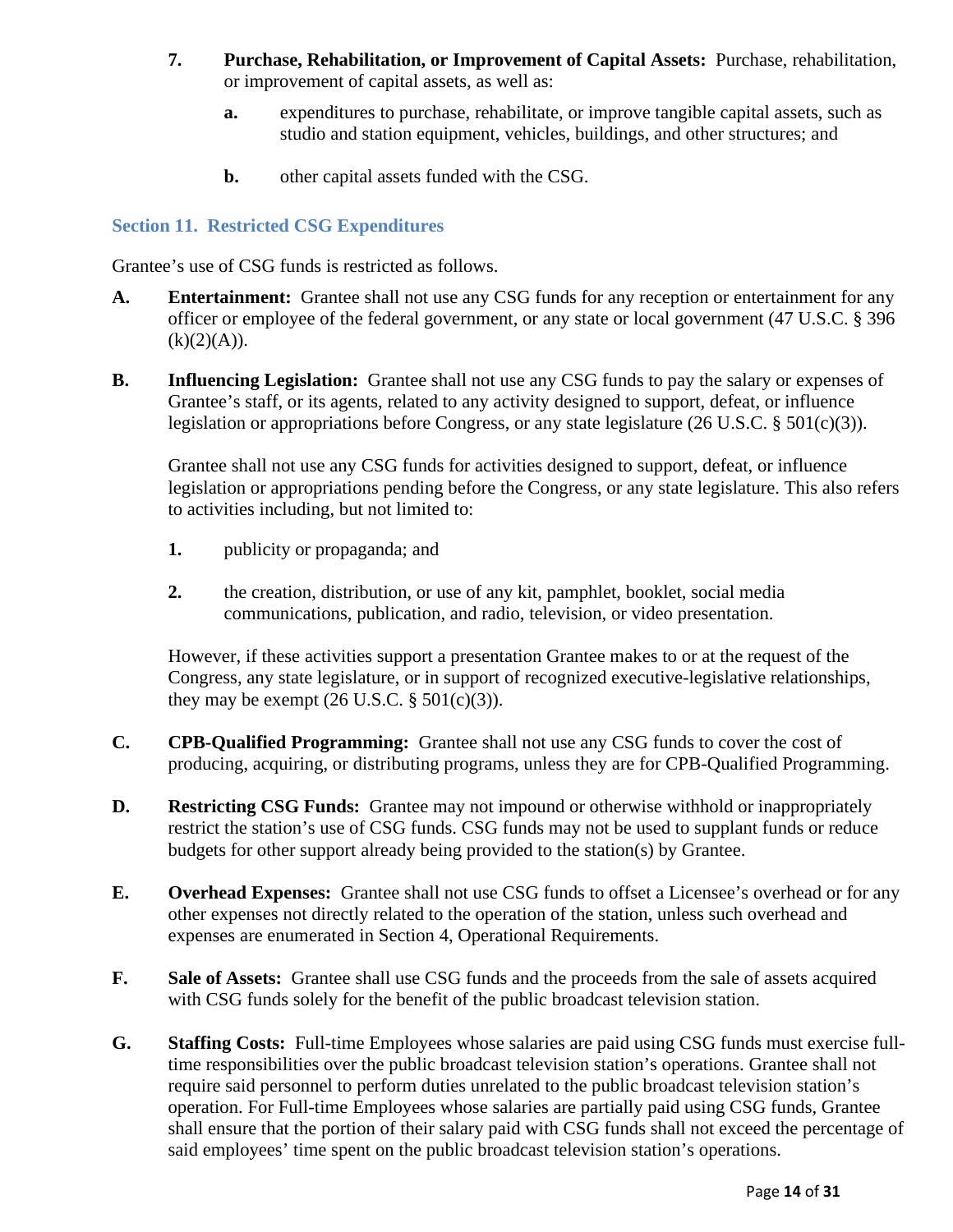**7. Purchase, Rehabilitation, or Improvement of Capital Assets:** Purchase, rehabilitation, or improvement of capital assets, as well as:

**a.** expenditures to purchase, rehabilitate, or improve tangible capital assets, such as studio and station equipment, vehicles, buildings, and other structures; and

**b.** other capital assets funded with the CSG.

## Section 11. Restricted CSG Expenditures

Grantee's use of CSG funds is restricted as follows.

**A. Entertainment:** Grantee shall not use any CSG funds for any reception or entertainment for any officer or employee of the federal government, or any state or local government (47 U.S.C. § 396 (k)(2)(A)).

**B. Influencing Legislation:** Grantee shall not use any CSG funds to pay the salary or expenses of Grantee's staff, or its agents, related to any activity designed to support, defeat, or influence legislation or appropriations before Congress, or any state legislature (26 U.S.C. § 501(c)(3)).

Grantee shall not use any CSG funds for activities designed to support, defeat, or influence legislation or appropriations pending before the Congress, or any state legislature. This also refers to activities including, but not limited to:

**1.** publicity or propaganda; and

**2.** the creation, distribution, or use of any kit, pamphlet, booklet, social media communications, publication, and radio, television, or video presentation.

However, if these activities support a presentation Grantee makes to or at the request of the Congress, any state legislature, or in support of recognized executive-legislative relationships, they may be exempt (26 U.S.C. § 501(c)(3)).

**C. CPB-Qualified Programming:** Grantee shall not use any CSG funds to cover the cost of producing, acquiring, or distributing programs, unless they are for CPB-Qualified Programming.

**D. Restricting CSG Funds:** Grantee may not impound or otherwise withhold or inappropriately restrict the station's use of CSG funds. CSG funds may not be used to supplant funds or reduce budgets for other support already being provided to the station(s) by Grantee.

**E. Overhead Expenses:** Grantee shall not use CSG funds to offset a Licensee's overhead or for any other expenses not directly related to the operation of the station, unless such overhead and expenses are enumerated in Section 4, Operational Requirements.

**F. Sale of Assets:** Grantee shall use CSG funds and the proceeds from the sale of assets acquired with CSG funds solely for the benefit of the public broadcast television station.

**G. Staffing Costs:** Full-time Employees whose salaries are paid using CSG funds must exercise full-time responsibilities over the public broadcast television station's operations. Grantee shall not require said personnel to perform duties unrelated to the public broadcast television station's operation. For Full-time Employees whose salaries are partially paid using CSG funds, Grantee shall ensure that the portion of their salary paid with CSG funds shall not exceed the percentage of said employees' time spent on the public broadcast television station's operations.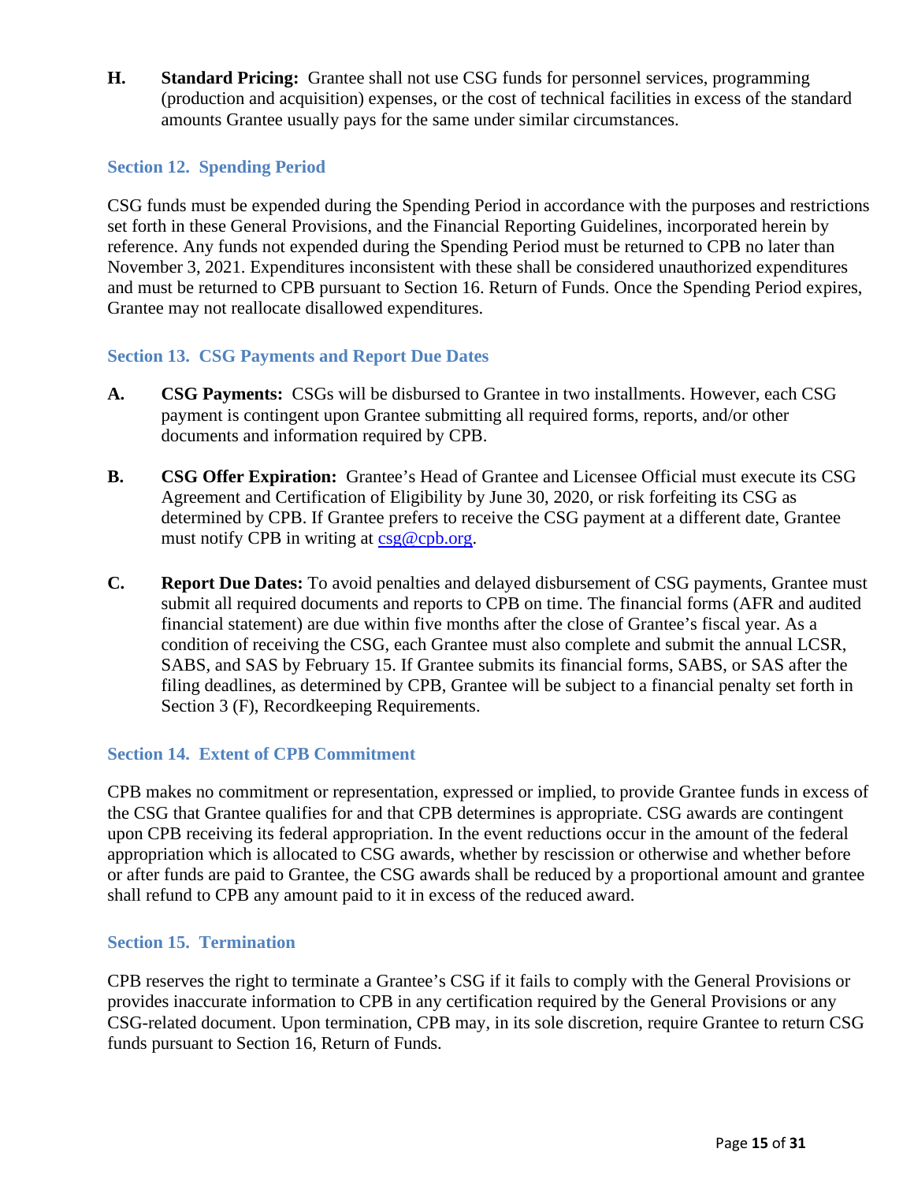**H. Standard Pricing:** Grantee shall not use CSG funds for personnel services, programming (production and acquisition) expenses, or the cost of technical facilities in excess of the standard amounts Grantee usually pays for the same under similar circumstances.

### Section 12. Spending Period

CSG funds must be expended during the Spending Period in accordance with the purposes and restrictions set forth in these General Provisions, and the Financial Reporting Guidelines, incorporated herein by reference. Any funds not expended during the Spending Period must be returned to CPB no later than November 3, 2021. Expenditures inconsistent with these shall be considered unauthorized expenditures and must be returned to CPB pursuant to Section 16. Return of Funds. Once the Spending Period expires, Grantee may not reallocate disallowed expenditures.

### Section 13. CSG Payments and Report Due Dates

**A. CSG Payments:** CSGs will be disbursed to Grantee in two installments. However, each CSG payment is contingent upon Grantee submitting all required forms, reports, and/or other documents and information required by CPB.

**B. CSG Offer Expiration:** Grantee's Head of Grantee and Licensee Official must execute its CSG Agreement and Certification of Eligibility by June 30, 2020, or risk forfeiting its CSG as determined by CPB. If Grantee prefers to receive the CSG payment at a different date, Grantee must notify CPB in writing at csg@cpb.org.

**C. Report Due Dates:** To avoid penalties and delayed disbursement of CSG payments, Grantee must submit all required documents and reports to CPB on time. The financial forms (AFR and audited financial statement) are due within five months after the close of Grantee's fiscal year. As a condition of receiving the CSG, each Grantee must also complete and submit the annual LCSR, SABS, and SAS by February 15. If Grantee submits its financial forms, SABS, or SAS after the filing deadlines, as determined by CPB, Grantee will be subject to a financial penalty set forth in Section 3 (F), Recordkeeping Requirements.

### Section 14. Extent of CPB Commitment

CPB makes no commitment or representation, expressed or implied, to provide Grantee funds in excess of the CSG that Grantee qualifies for and that CPB determines is appropriate. CSG awards are contingent upon CPB receiving its federal appropriation. In the event reductions occur in the amount of the federal appropriation which is allocated to CSG awards, whether by rescission or otherwise and whether before or after funds are paid to Grantee, the CSG awards shall be reduced by a proportional amount and grantee shall refund to CPB any amount paid to it in excess of the reduced award.

### Section 15. Termination

CPB reserves the right to terminate a Grantee's CSG if it fails to comply with the General Provisions or provides inaccurate information to CPB in any certification required by the General Provisions or any CSG-related document. Upon termination, CPB may, in its sole discretion, require Grantee to return CSG funds pursuant to Section 16, Return of Funds.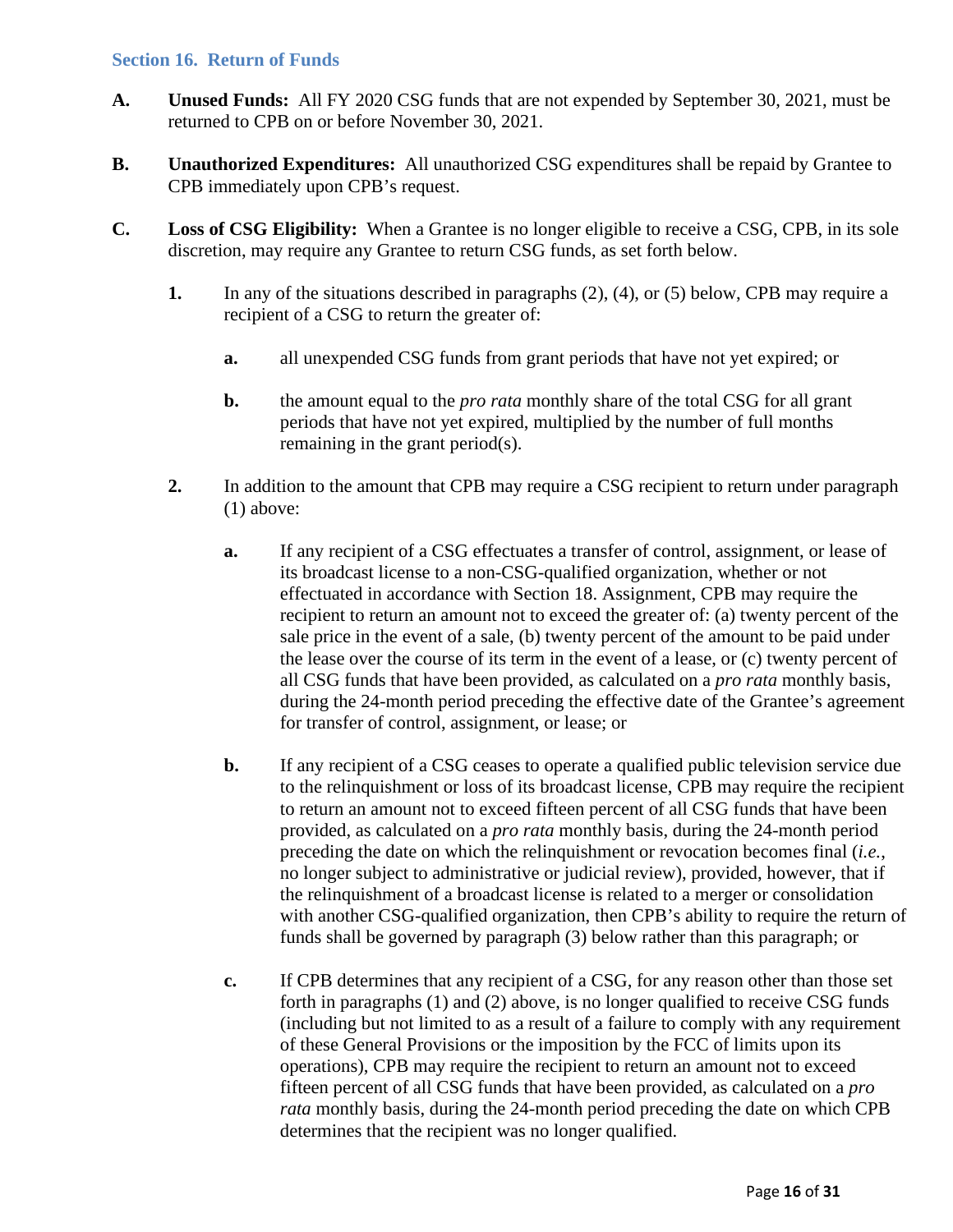### Section 16. Return of Funds

**A.** **Unused Funds:** All FY 2020 CSG funds that are not expended by September 30, 2021, must be returned to CPB on or before November 30, 2021.

**B.** **Unauthorized Expenditures:** All unauthorized CSG expenditures shall be repaid by Grantee to CPB immediately upon CPB's request.

**C.** **Loss of CSG Eligibility:** When a Grantee is no longer eligible to receive a CSG, CPB, in its sole discretion, may require any Grantee to return CSG funds, as set forth below.

**1.** In any of the situations described in paragraphs (2), (4), or (5) below, CPB may require a recipient of a CSG to return the greater of:

**a.** all unexpended CSG funds from grant periods that have not yet expired; or

**b.** the amount equal to the *pro rata* monthly share of the total CSG for all grant periods that have not yet expired, multiplied by the number of full months remaining in the grant period(s).

**2.** In addition to the amount that CPB may require a CSG recipient to return under paragraph (1) above:

**a.** If any recipient of a CSG effectuates a transfer of control, assignment, or lease of its broadcast license to a non-CSG-qualified organization, whether or not effectuated in accordance with Section 18. Assignment, CPB may require the recipient to return an amount not to exceed the greater of: (a) twenty percent of the sale price in the event of a sale, (b) twenty percent of the amount to be paid under the lease over the course of its term in the event of a lease, or (c) twenty percent of all CSG funds that have been provided, as calculated on a *pro rata* monthly basis, during the 24-month period preceding the effective date of the Grantee's agreement for transfer of control, assignment, or lease; or

**b.** If any recipient of a CSG ceases to operate a qualified public television service due to the relinquishment or loss of its broadcast license, CPB may require the recipient to return an amount not to exceed fifteen percent of all CSG funds that have been provided, as calculated on a *pro rata* monthly basis, during the 24-month period preceding the date on which the relinquishment or revocation becomes final (*i.e.*, no longer subject to administrative or judicial review), provided, however, that if the relinquishment of a broadcast license is related to a merger or consolidation with another CSG-qualified organization, then CPB's ability to require the return of funds shall be governed by paragraph (3) below rather than this paragraph; or

**c.** If CPB determines that any recipient of a CSG, for any reason other than those set forth in paragraphs (1) and (2) above, is no longer qualified to receive CSG funds (including but not limited to as a result of a failure to comply with any requirement of these General Provisions or the imposition by the FCC of limits upon its operations), CPB may require the recipient to return an amount not to exceed fifteen percent of all CSG funds that have been provided, as calculated on a *pro rata* monthly basis, during the 24-month period preceding the date on which CPB determines that the recipient was no longer qualified.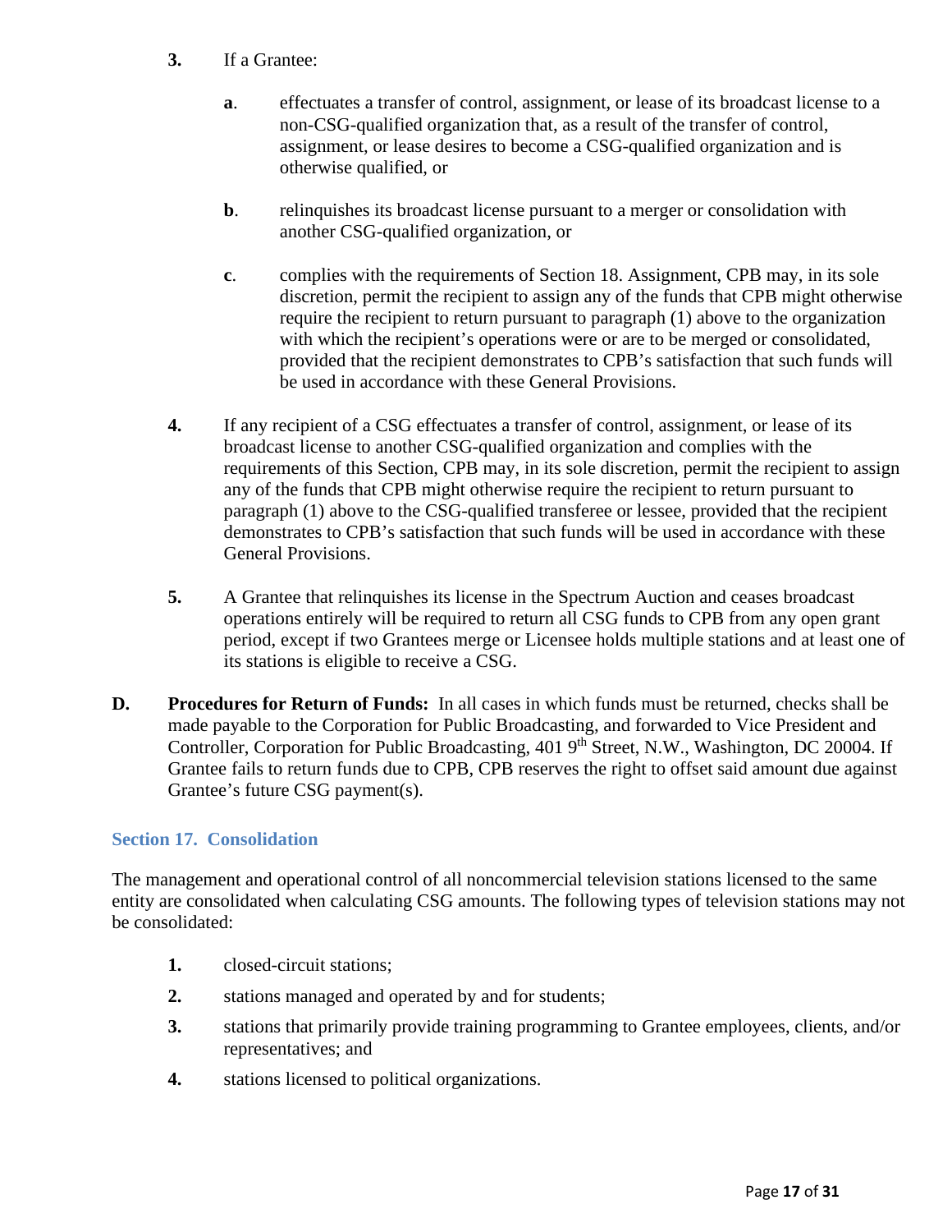3. If a Grantee:

   **a**. effectuates a transfer of control, assignment, or lease of its broadcast license to a non-CSG-qualified organization that, as a result of the transfer of control, assignment, or lease desires to become a CSG-qualified organization and is otherwise qualified, or

   **b**. relinquishes its broadcast license pursuant to a merger or consolidation with another CSG-qualified organization, or

   **c**. complies with the requirements of Section 18. Assignment, CPB may, in its sole discretion, permit the recipient to assign any of the funds that CPB might otherwise require the recipient to return pursuant to paragraph (1) above to the organization with which the recipient's operations were or are to be merged or consolidated, provided that the recipient demonstrates to CPB's satisfaction that such funds will be used in accordance with these General Provisions.

4. If any recipient of a CSG effectuates a transfer of control, assignment, or lease of its broadcast license to another CSG-qualified organization and complies with the requirements of this Section, CPB may, in its sole discretion, permit the recipient to assign any of the funds that CPB might otherwise require the recipient to return pursuant to paragraph (1) above to the CSG-qualified transferee or lessee, provided that the recipient demonstrates to CPB's satisfaction that such funds will be used in accordance with these General Provisions.

5. A Grantee that relinquishes its license in the Spectrum Auction and ceases broadcast operations entirely will be required to return all CSG funds to CPB from any open grant period, except if two Grantees merge or Licensee holds multiple stations and at least one of its stations is eligible to receive a CSG.

**D. Procedures for Return of Funds:** In all cases in which funds must be returned, checks shall be made payable to the Corporation for Public Broadcasting, and forwarded to Vice President and Controller, Corporation for Public Broadcasting, 401 9th Street, N.W., Washington, DC 20004. If Grantee fails to return funds due to CPB, CPB reserves the right to offset said amount due against Grantee's future CSG payment(s).

## Section 17. Consolidation

The management and operational control of all noncommercial television stations licensed to the same entity are consolidated when calculating CSG amounts. The following types of television stations may not be consolidated:

1. closed-circuit stations;
2. stations managed and operated by and for students;
3. stations that primarily provide training programming to Grantee employees, clients, and/or representatives; and
4. stations licensed to political organizations.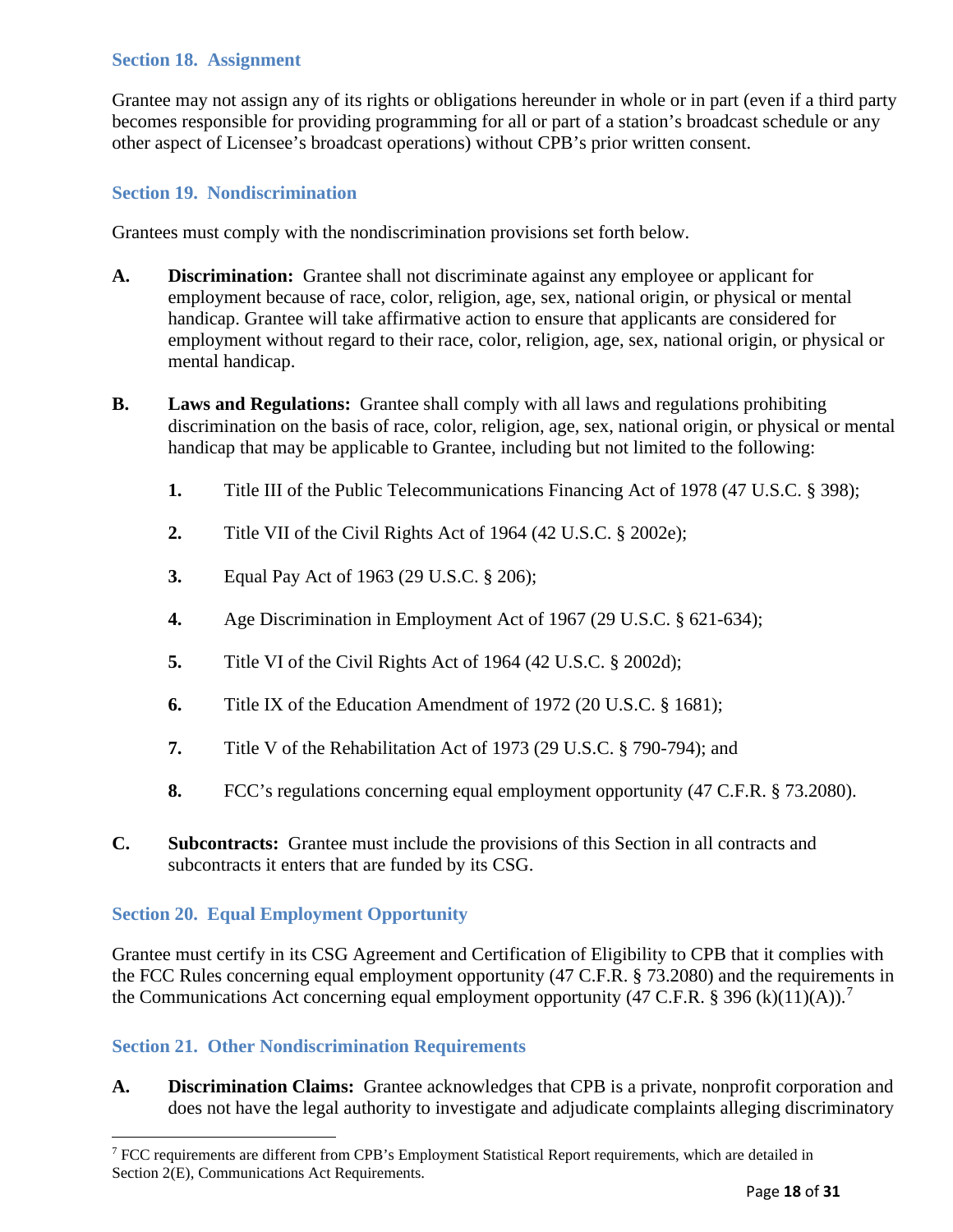### Section 18. Assignment

Grantee may not assign any of its rights or obligations hereunder in whole or in part (even if a third party becomes responsible for providing programming for all or part of a station's broadcast schedule or any other aspect of Licensee's broadcast operations) without CPB's prior written consent.

### Section 19. Nondiscrimination

Grantees must comply with the nondiscrimination provisions set forth below.

**A. Discrimination:** Grantee shall not discriminate against any employee or applicant for employment because of race, color, religion, age, sex, national origin, or physical or mental handicap. Grantee will take affirmative action to ensure that applicants are considered for employment without regard to their race, color, religion, age, sex, national origin, or physical or mental handicap.

**B. Laws and Regulations:** Grantee shall comply with all laws and regulations prohibiting discrimination on the basis of race, color, religion, age, sex, national origin, or physical or mental handicap that may be applicable to Grantee, including but not limited to the following:

1. Title III of the Public Telecommunications Financing Act of 1978 (47 U.S.C. § 398);
2. Title VII of the Civil Rights Act of 1964 (42 U.S.C. § 2002e);
3. Equal Pay Act of 1963 (29 U.S.C. § 206);
4. Age Discrimination in Employment Act of 1967 (29 U.S.C. § 621-634);
5. Title VI of the Civil Rights Act of 1964 (42 U.S.C. § 2002d);
6. Title IX of the Education Amendment of 1972 (20 U.S.C. § 1681);
7. Title V of the Rehabilitation Act of 1973 (29 U.S.C. § 790-794); and
8. FCC's regulations concerning equal employment opportunity (47 C.F.R. § 73.2080).

**C. Subcontracts:** Grantee must include the provisions of this Section in all contracts and subcontracts it enters that are funded by its CSG.

### Section 20. Equal Employment Opportunity

Grantee must certify in its CSG Agreement and Certification of Eligibility to CPB that it complies with the FCC Rules concerning equal employment opportunity (47 C.F.R. § 73.2080) and the requirements in the Communications Act concerning equal employment opportunity (47 C.F.R. § 396 (k)(11)(A)).[7]

### Section 21. Other Nondiscrimination Requirements

**A. Discrimination Claims:** Grantee acknowledges that CPB is a private, nonprofit corporation and does not have the legal authority to investigate and adjudicate complaints alleging discriminatory

[7] FCC requirements are different from CPB's Employment Statistical Report requirements, which are detailed in Section 2(E), Communications Act Requirements.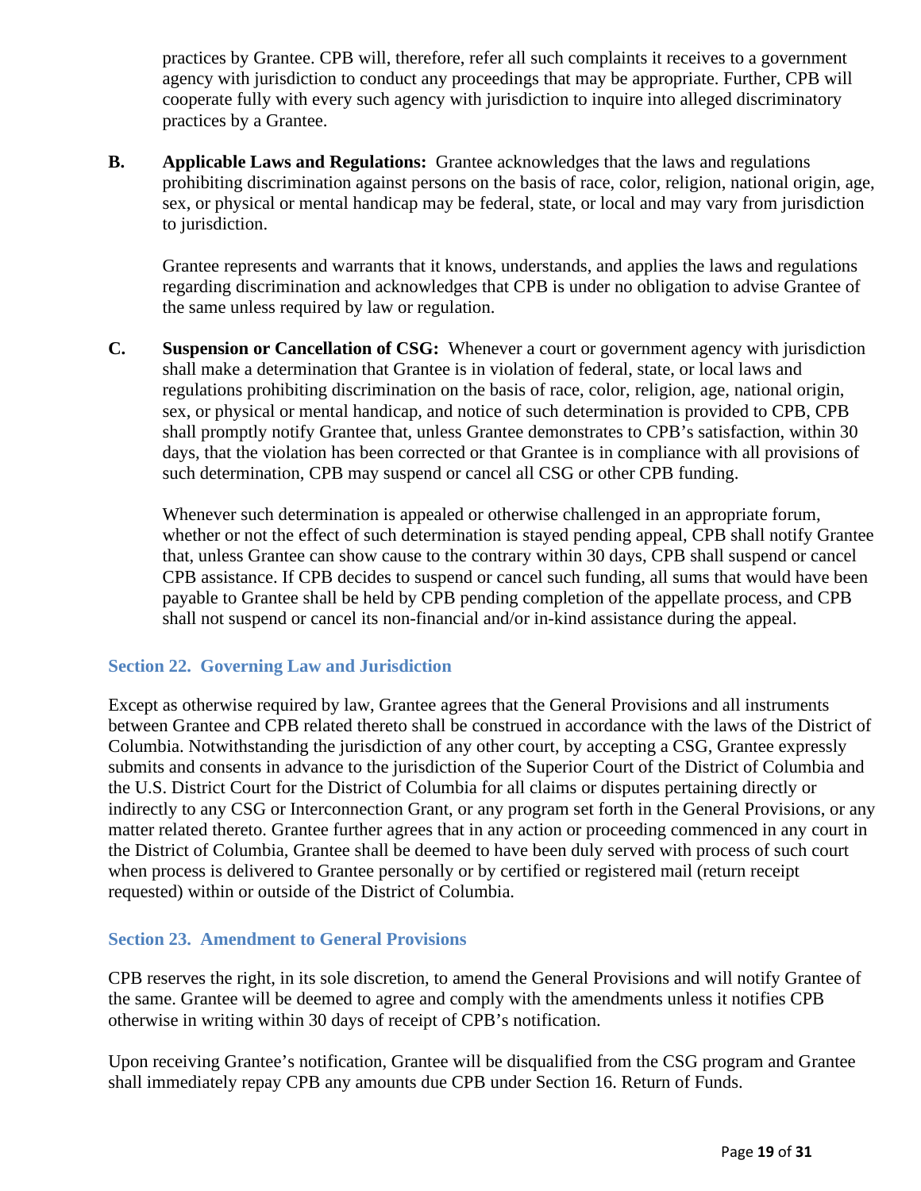practices by Grantee. CPB will, therefore, refer all such complaints it receives to a government agency with jurisdiction to conduct any proceedings that may be appropriate. Further, CPB will cooperate fully with every such agency with jurisdiction to inquire into alleged discriminatory practices by a Grantee.

**B. Applicable Laws and Regulations:** Grantee acknowledges that the laws and regulations prohibiting discrimination against persons on the basis of race, color, religion, national origin, age, sex, or physical or mental handicap may be federal, state, or local and may vary from jurisdiction to jurisdiction.

Grantee represents and warrants that it knows, understands, and applies the laws and regulations regarding discrimination and acknowledges that CPB is under no obligation to advise Grantee of the same unless required by law or regulation.

**C. Suspension or Cancellation of CSG:** Whenever a court or government agency with jurisdiction shall make a determination that Grantee is in violation of federal, state, or local laws and regulations prohibiting discrimination on the basis of race, color, religion, age, national origin, sex, or physical or mental handicap, and notice of such determination is provided to CPB, CPB shall promptly notify Grantee that, unless Grantee demonstrates to CPB's satisfaction, within 30 days, that the violation has been corrected or that Grantee is in compliance with all provisions of such determination, CPB may suspend or cancel all CSG or other CPB funding.

Whenever such determination is appealed or otherwise challenged in an appropriate forum, whether or not the effect of such determination is stayed pending appeal, CPB shall notify Grantee that, unless Grantee can show cause to the contrary within 30 days, CPB shall suspend or cancel CPB assistance. If CPB decides to suspend or cancel such funding, all sums that would have been payable to Grantee shall be held by CPB pending completion of the appellate process, and CPB shall not suspend or cancel its non-financial and/or in-kind assistance during the appeal.

## Section 22. Governing Law and Jurisdiction

Except as otherwise required by law, Grantee agrees that the General Provisions and all instruments between Grantee and CPB related thereto shall be construed in accordance with the laws of the District of Columbia. Notwithstanding the jurisdiction of any other court, by accepting a CSG, Grantee expressly submits and consents in advance to the jurisdiction of the Superior Court of the District of Columbia and the U.S. District Court for the District of Columbia for all claims or disputes pertaining directly or indirectly to any CSG or Interconnection Grant, or any program set forth in the General Provisions, or any matter related thereto. Grantee further agrees that in any action or proceeding commenced in any court in the District of Columbia, Grantee shall be deemed to have been duly served with process of such court when process is delivered to Grantee personally or by certified or registered mail (return receipt requested) within or outside of the District of Columbia.

## Section 23. Amendment to General Provisions

CPB reserves the right, in its sole discretion, to amend the General Provisions and will notify Grantee of the same. Grantee will be deemed to agree and comply with the amendments unless it notifies CPB otherwise in writing within 30 days of receipt of CPB's notification.

Upon receiving Grantee's notification, Grantee will be disqualified from the CSG program and Grantee shall immediately repay CPB any amounts due CPB under Section 16. Return of Funds.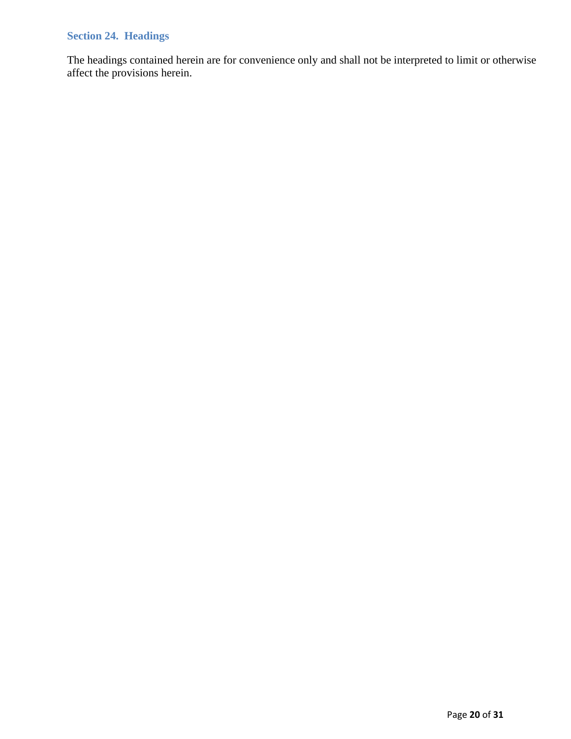## Section 24. Headings

The headings contained herein are for convenience only and shall not be interpreted to limit or otherwise affect the provisions herein.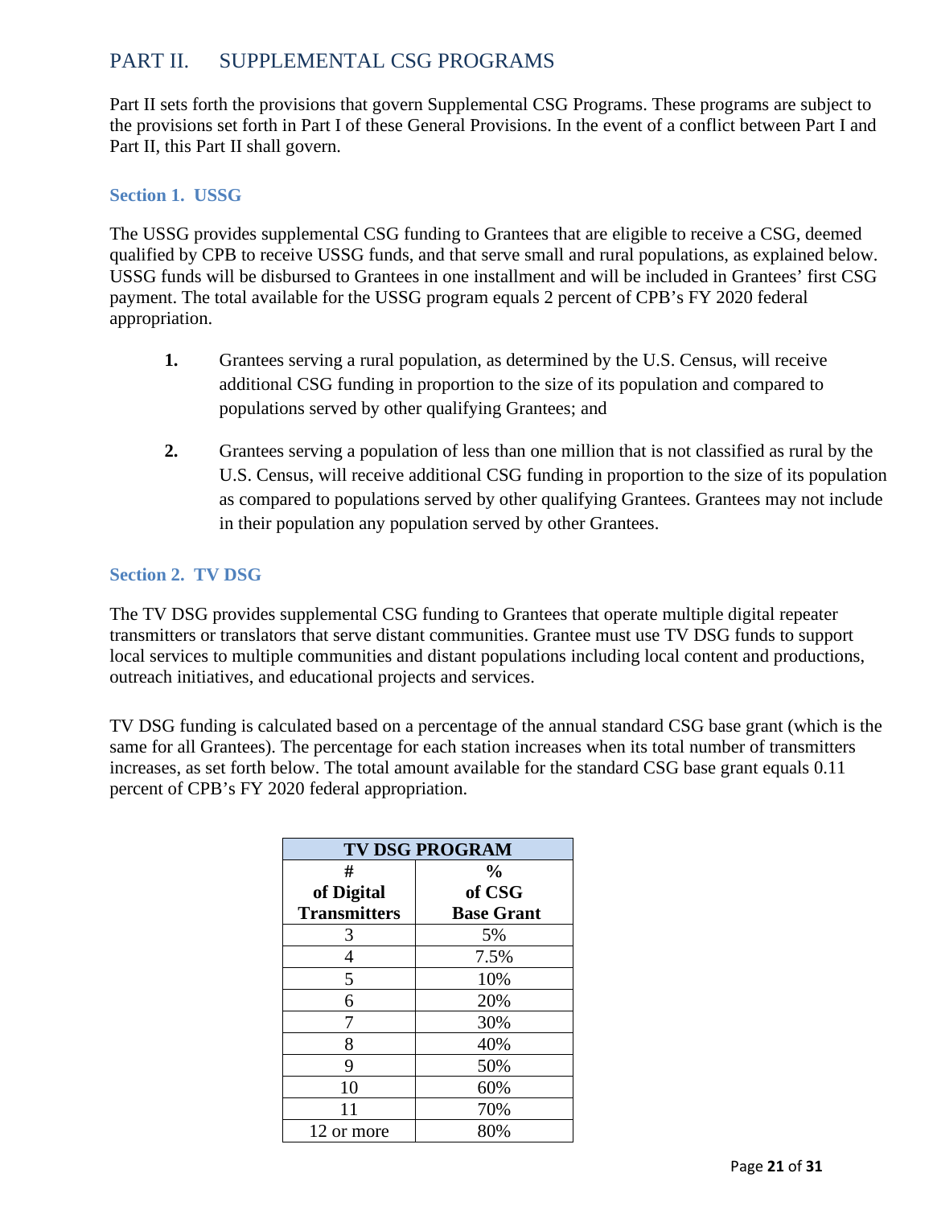## PART II. SUPPLEMENTAL CSG PROGRAMS

Part II sets forth the provisions that govern Supplemental CSG Programs. These programs are subject to the provisions set forth in Part I of these General Provisions. In the event of a conflict between Part I and Part II, this Part II shall govern.

### Section 1. USSG

The USSG provides supplemental CSG funding to Grantees that are eligible to receive a CSG, deemed qualified by CPB to receive USSG funds, and that serve small and rural populations, as explained below. USSG funds will be disbursed to Grantees in one installment and will be included in Grantees' first CSG payment. The total available for the USSG program equals 2 percent of CPB's FY 2020 federal appropriation.

1. Grantees serving a rural population, as determined by the U.S. Census, will receive additional CSG funding in proportion to the size of its population and compared to populations served by other qualifying Grantees; and

2. Grantees serving a population of less than one million that is not classified as rural by the U.S. Census, will receive additional CSG funding in proportion to the size of its population as compared to populations served by other qualifying Grantees. Grantees may not include in their population any population served by other Grantees.

### Section 2. TV DSG

The TV DSG provides supplemental CSG funding to Grantees that operate multiple digital repeater transmitters or translators that serve distant communities. Grantee must use TV DSG funds to support local services to multiple communities and distant populations including local content and productions, outreach initiatives, and educational projects and services.

TV DSG funding is calculated based on a percentage of the annual standard CSG base grant (which is the same for all Grantees). The percentage for each station increases when its total number of transmitters increases, as set forth below. The total amount available for the standard CSG base grant equals 0.11 percent of CPB's FY 2020 federal appropriation.

| TV DSG PROGRAM | |
|---|---|
| **# of Digital Transmitters** | **% of CSG Base Grant** |
| 3 | 5% |
| 4 | 7.5% |
| 5 | 10% |
| 6 | 20% |
| 7 | 30% |
| 8 | 40% |
| 9 | 50% |
| 10 | 60% |
| 11 | 70% |
| 12 or more | 80% |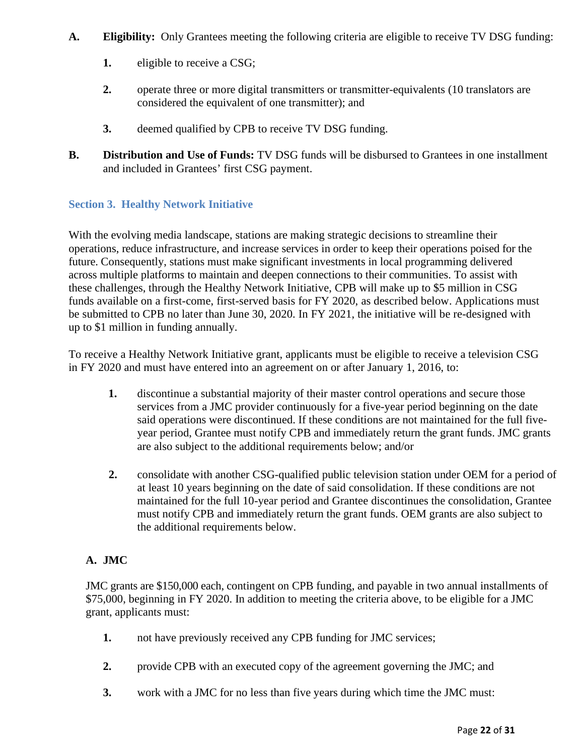**A. Eligibility:** Only Grantees meeting the following criteria are eligible to receive TV DSG funding:

1. eligible to receive a CSG;
2. operate three or more digital transmitters or transmitter-equivalents (10 translators are considered the equivalent of one transmitter); and
3. deemed qualified by CPB to receive TV DSG funding.

**B. Distribution and Use of Funds:** TV DSG funds will be disbursed to Grantees in one installment and included in Grantees' first CSG payment.

## Section 3. Healthy Network Initiative

With the evolving media landscape, stations are making strategic decisions to streamline their operations, reduce infrastructure, and increase services in order to keep their operations poised for the future. Consequently, stations must make significant investments in local programming delivered across multiple platforms to maintain and deepen connections to their communities. To assist with these challenges, through the Healthy Network Initiative, CPB will make up to $5 million in CSG funds available on a first-come, first-served basis for FY 2020, as described below. Applications must be submitted to CPB no later than June 30, 2020. In FY 2021, the initiative will be re-designed with up to $1 million in funding annually.

To receive a Healthy Network Initiative grant, applicants must be eligible to receive a television CSG in FY 2020 and must have entered into an agreement on or after January 1, 2016, to:

1. discontinue a substantial majority of their master control operations and secure those services from a JMC provider continuously for a five-year period beginning on the date said operations were discontinued. If these conditions are not maintained for the full five-year period, Grantee must notify CPB and immediately return the grant funds. JMC grants are also subject to the additional requirements below; and/or
2. consolidate with another CSG-qualified public television station under OEM for a period of at least 10 years beginning on the date of said consolidation. If these conditions are not maintained for the full 10-year period and Grantee discontinues the consolidation, Grantee must notify CPB and immediately return the grant funds. OEM grants are also subject to the additional requirements below.

### A. JMC

JMC grants are $150,000 each, contingent on CPB funding, and payable in two annual installments of $75,000, beginning in FY 2020. In addition to meeting the criteria above, to be eligible for a JMC grant, applicants must:

1. not have previously received any CPB funding for JMC services;
2. provide CPB with an executed copy of the agreement governing the JMC; and
3. work with a JMC for no less than five years during which time the JMC must: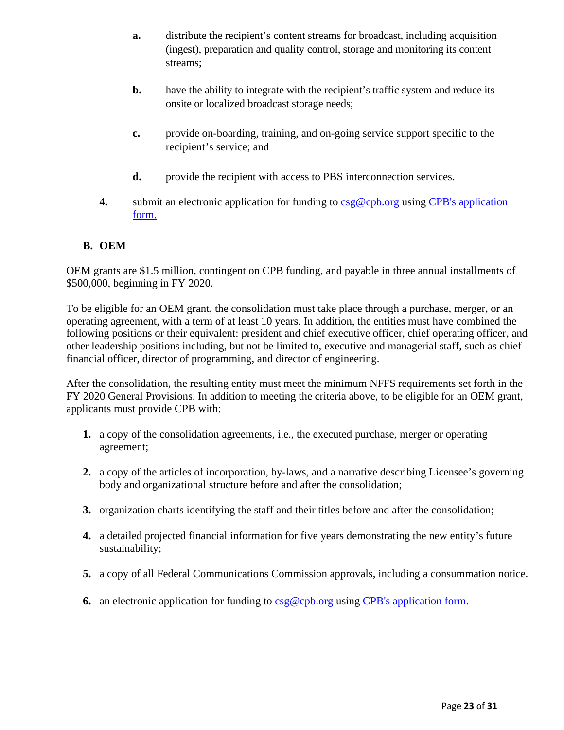a. distribute the recipient's content streams for broadcast, including acquisition (ingest), preparation and quality control, storage and monitoring its content streams;

b. have the ability to integrate with the recipient's traffic system and reduce its onsite or localized broadcast storage needs;

c. provide on-boarding, training, and on-going service support specific to the recipient's service; and

d. provide the recipient with access to PBS interconnection services.

4. submit an electronic application for funding to [csg@cpb.org](mailto:csg@cpb.org) using [CPB's application form.]()

## B. OEM

OEM grants are $1.5 million, contingent on CPB funding, and payable in three annual installments of $500,000, beginning in FY 2020.

To be eligible for an OEM grant, the consolidation must take place through a purchase, merger, or an operating agreement, with a term of at least 10 years. In addition, the entities must have combined the following positions or their equivalent: president and chief executive officer, chief operating officer, and other leadership positions including, but not be limited to, executive and managerial staff, such as chief financial officer, director of programming, and director of engineering.

After the consolidation, the resulting entity must meet the minimum NFFS requirements set forth in the FY 2020 General Provisions. In addition to meeting the criteria above, to be eligible for an OEM grant, applicants must provide CPB with:

1. a copy of the consolidation agreements, i.e., the executed purchase, merger or operating agreement;
2. a copy of the articles of incorporation, by-laws, and a narrative describing Licensee's governing body and organizational structure before and after the consolidation;
3. organization charts identifying the staff and their titles before and after the consolidation;
4. a detailed projected financial information for five years demonstrating the new entity's future sustainability;
5. a copy of all Federal Communications Commission approvals, including a consummation notice.
6. an electronic application for funding to [csg@cpb.org](mailto:csg@cpb.org) using [CPB's application form.]()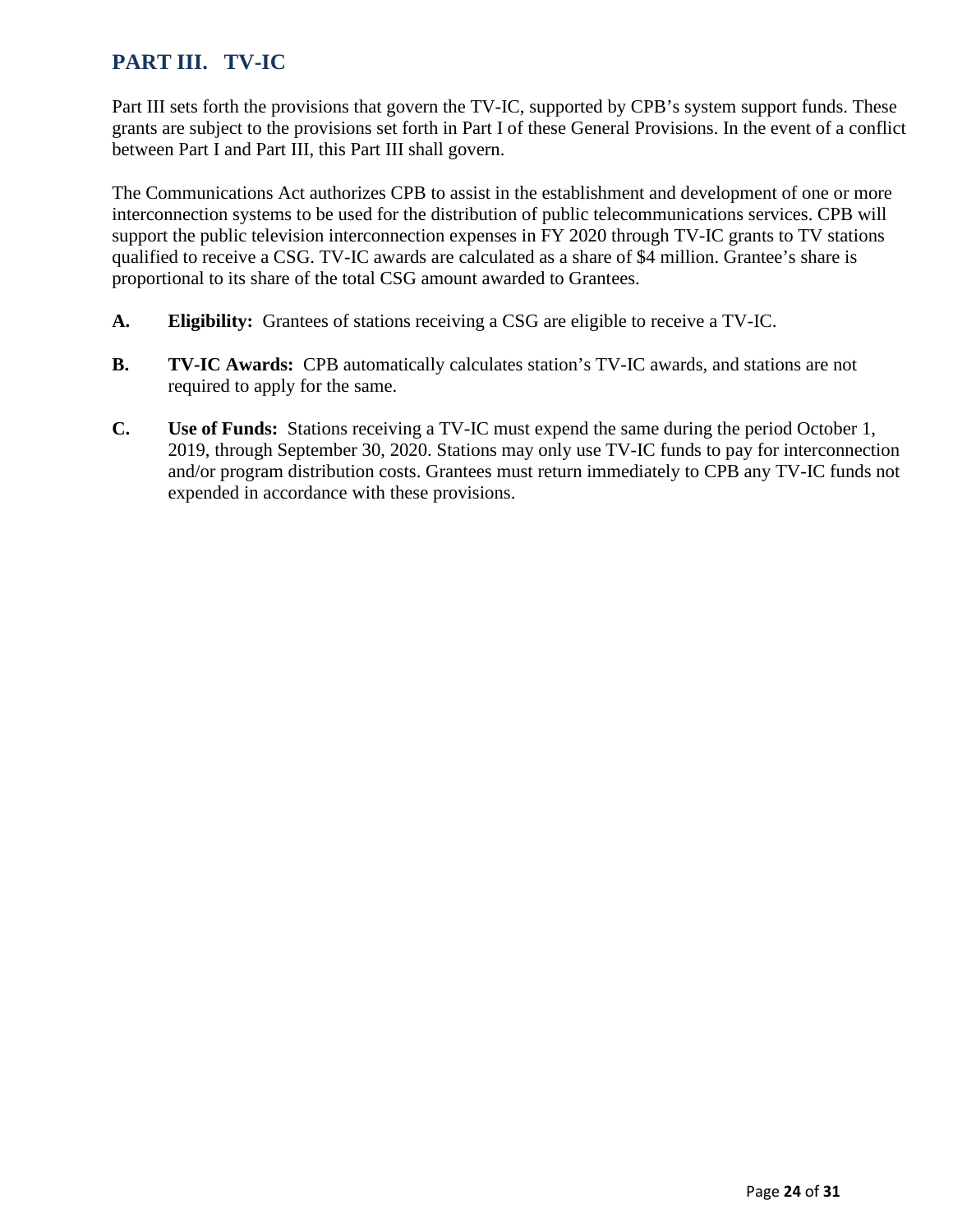## PART III. TV-IC

Part III sets forth the provisions that govern the TV-IC, supported by CPB's system support funds. These grants are subject to the provisions set forth in Part I of these General Provisions. In the event of a conflict between Part I and Part III, this Part III shall govern.

The Communications Act authorizes CPB to assist in the establishment and development of one or more interconnection systems to be used for the distribution of public telecommunications services. CPB will support the public television interconnection expenses in FY 2020 through TV-IC grants to TV stations qualified to receive a CSG. TV-IC awards are calculated as a share of $4 million. Grantee's share is proportional to its share of the total CSG amount awarded to Grantees.

**A. Eligibility:** Grantees of stations receiving a CSG are eligible to receive a TV-IC.

**B. TV-IC Awards:** CPB automatically calculates station's TV-IC awards, and stations are not required to apply for the same.

**C. Use of Funds:** Stations receiving a TV-IC must expend the same during the period October 1, 2019, through September 30, 2020. Stations may only use TV-IC funds to pay for interconnection and/or program distribution costs. Grantees must return immediately to CPB any TV-IC funds not expended in accordance with these provisions.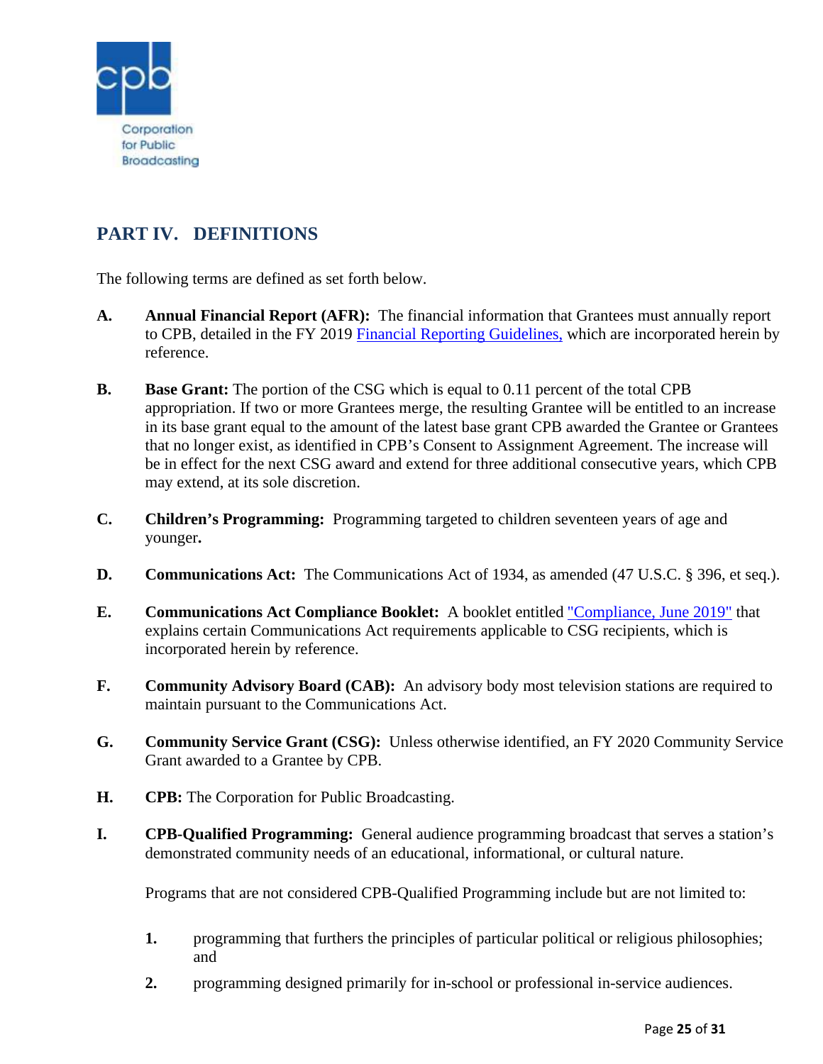## PART IV. DEFINITIONS

The following terms are defined as set forth below.

**A. Annual Financial Report (AFR):** The financial information that Grantees must annually report to CPB, detailed in the FY 2019 Financial Reporting Guidelines, which are incorporated herein by reference.

**B. Base Grant:** The portion of the CSG which is equal to 0.11 percent of the total CPB appropriation. If two or more Grantees merge, the resulting Grantee will be entitled to an increase in its base grant equal to the amount of the latest base grant CPB awarded the Grantee or Grantees that no longer exist, as identified in CPB's Consent to Assignment Agreement. The increase will be in effect for the next CSG award and extend for three additional consecutive years, which CPB may extend, at its sole discretion.

**C. Children's Programming:** Programming targeted to children seventeen years of age and younger**.**

**D. Communications Act:** The Communications Act of 1934, as amended (47 U.S.C. § 396, et seq.).

**E. Communications Act Compliance Booklet:** A booklet entitled "Compliance, June 2019" that explains certain Communications Act requirements applicable to CSG recipients, which is incorporated herein by reference.

**F. Community Advisory Board (CAB):** An advisory body most television stations are required to maintain pursuant to the Communications Act.

**G. Community Service Grant (CSG):** Unless otherwise identified, an FY 2020 Community Service Grant awarded to a Grantee by CPB.

**H. CPB:** The Corporation for Public Broadcasting.

**I. CPB-Qualified Programming:** General audience programming broadcast that serves a station's demonstrated community needs of an educational, informational, or cultural nature.

Programs that are not considered CPB-Qualified Programming include but are not limited to:

1. programming that furthers the principles of particular political or religious philosophies; and
2. programming designed primarily for in-school or professional in-service audiences.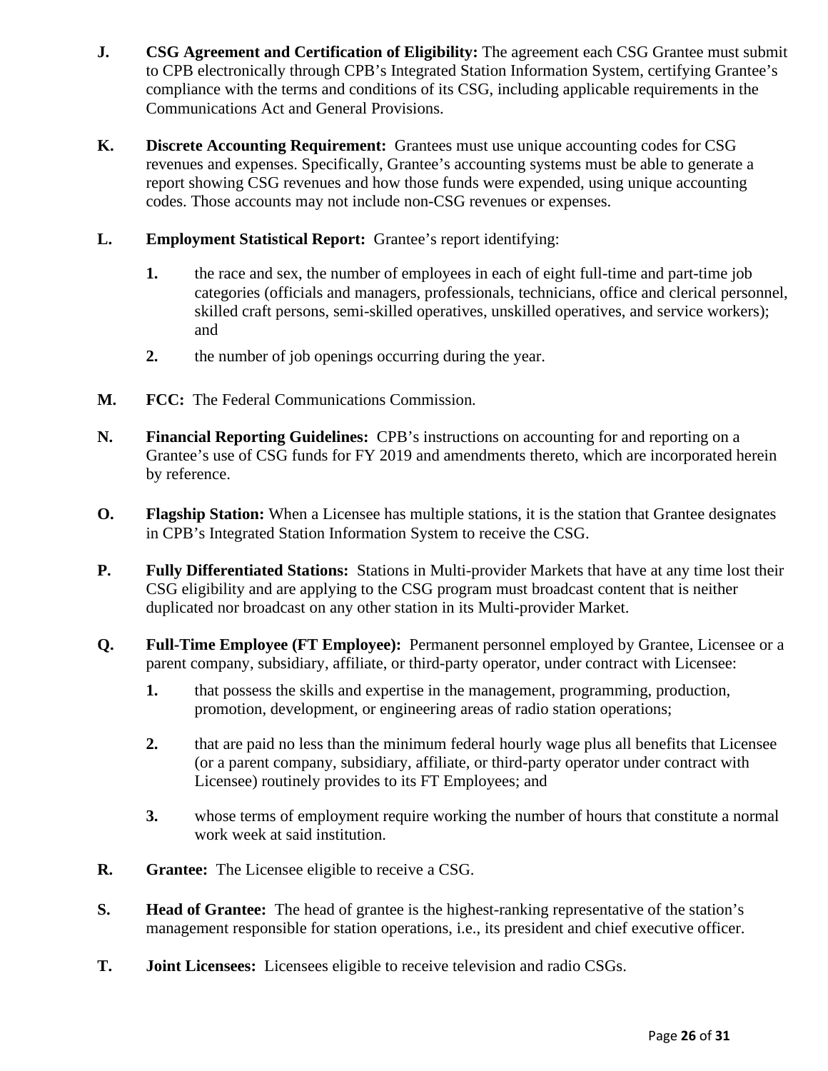**J.** **CSG Agreement and Certification of Eligibility:** The agreement each CSG Grantee must submit to CPB electronically through CPB's Integrated Station Information System, certifying Grantee's compliance with the terms and conditions of its CSG, including applicable requirements in the Communications Act and General Provisions.

**K.** **Discrete Accounting Requirement:** Grantees must use unique accounting codes for CSG revenues and expenses. Specifically, Grantee's accounting systems must be able to generate a report showing CSG revenues and how those funds were expended, using unique accounting codes. Those accounts may not include non-CSG revenues or expenses.

**L.** **Employment Statistical Report:** Grantee's report identifying:

**1.** the race and sex, the number of employees in each of eight full-time and part-time job categories (officials and managers, professionals, technicians, office and clerical personnel, skilled craft persons, semi-skilled operatives, unskilled operatives, and service workers); and

**2.** the number of job openings occurring during the year.

**M.** **FCC:** The Federal Communications Commission.

**N.** **Financial Reporting Guidelines:** CPB's instructions on accounting for and reporting on a Grantee's use of CSG funds for FY 2019 and amendments thereto, which are incorporated herein by reference.

**O.** **Flagship Station:** When a Licensee has multiple stations, it is the station that Grantee designates in CPB's Integrated Station Information System to receive the CSG.

**P.** **Fully Differentiated Stations:** Stations in Multi-provider Markets that have at any time lost their CSG eligibility and are applying to the CSG program must broadcast content that is neither duplicated nor broadcast on any other station in its Multi-provider Market.

**Q.** **Full-Time Employee (FT Employee):** Permanent personnel employed by Grantee, Licensee or a parent company, subsidiary, affiliate, or third-party operator, under contract with Licensee:

**1.** that possess the skills and expertise in the management, programming, production, promotion, development, or engineering areas of radio station operations;

**2.** that are paid no less than the minimum federal hourly wage plus all benefits that Licensee (or a parent company, subsidiary, affiliate, or third-party operator under contract with Licensee) routinely provides to its FT Employees; and

**3.** whose terms of employment require working the number of hours that constitute a normal work week at said institution.

**R.** **Grantee:** The Licensee eligible to receive a CSG.

**S.** **Head of Grantee:** The head of grantee is the highest-ranking representative of the station's management responsible for station operations, i.e., its president and chief executive officer.

**T.** **Joint Licensees:** Licensees eligible to receive television and radio CSGs.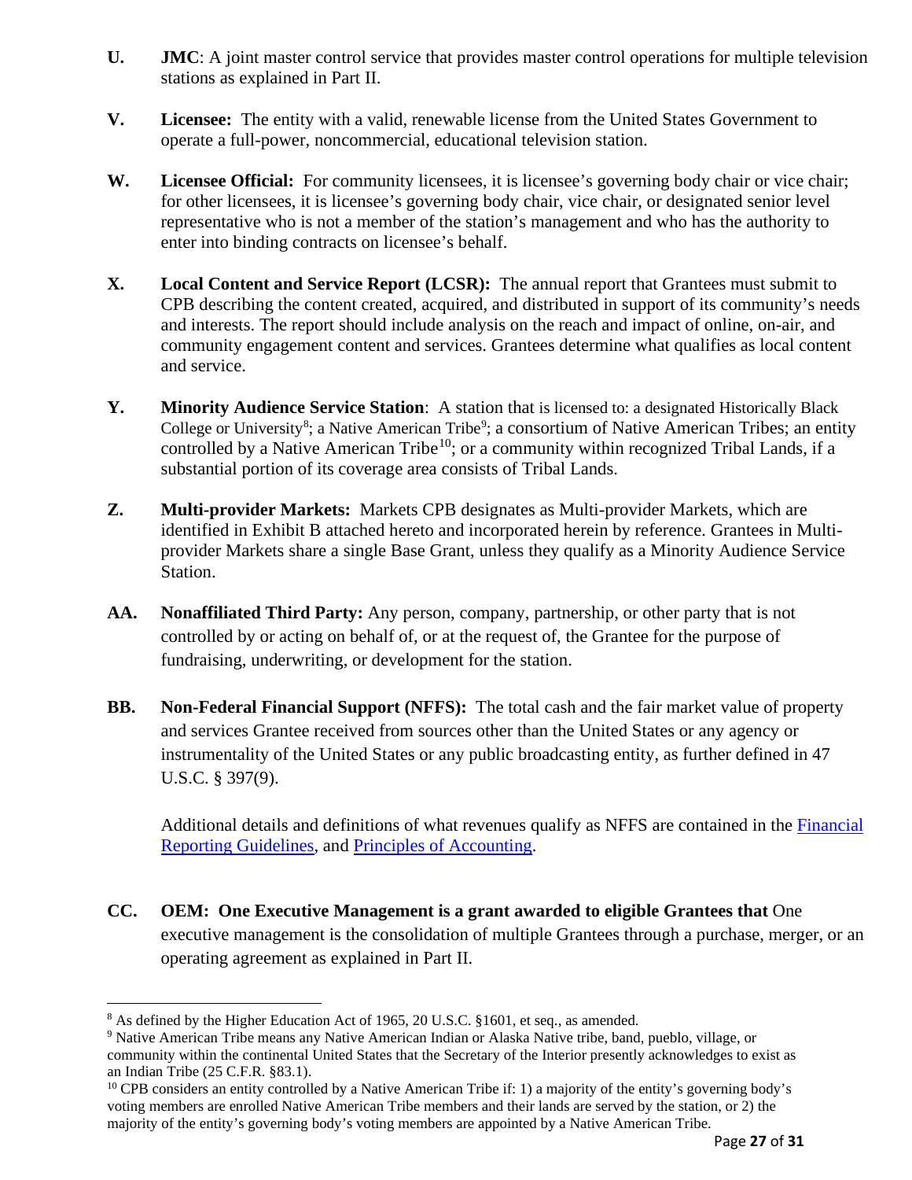**U.** **JMC**: A joint master control service that provides master control operations for multiple television stations as explained in Part II.

**V.** **Licensee:** The entity with a valid, renewable license from the United States Government to operate a full-power, noncommercial, educational television station.

**W.** **Licensee Official:** For community licensees, it is licensee's governing body chair or vice chair; for other licensees, it is licensee's governing body chair, vice chair, or designated senior level representative who is not a member of the station's management and who has the authority to enter into binding contracts on licensee's behalf.

**X.** **Local Content and Service Report (LCSR):** The annual report that Grantees must submit to CPB describing the content created, acquired, and distributed in support of its community's needs and interests. The report should include analysis on the reach and impact of online, on-air, and community engagement content and services. Grantees determine what qualifies as local content and service.

**Y.** **Minority Audience Service Station**: A station that is licensed to: a designated Historically Black College or University[8]; a Native American Tribe[9]; a consortium of Native American Tribes; an entity controlled by a Native American Tribe[10]; or a community within recognized Tribal Lands, if a substantial portion of its coverage area consists of Tribal Lands.

**Z.** **Multi-provider Markets:** Markets CPB designates as Multi-provider Markets, which are identified in Exhibit B attached hereto and incorporated herein by reference. Grantees in Multi-provider Markets share a single Base Grant, unless they qualify as a Minority Audience Service Station.

**AA.** **Nonaffiliated Third Party:** Any person, company, partnership, or other party that is not controlled by or acting on behalf of, or at the request of, the Grantee for the purpose of fundraising, underwriting, or development for the station.

**BB.** **Non-Federal Financial Support (NFFS):** The total cash and the fair market value of property and services Grantee received from sources other than the United States or any agency or instrumentality of the United States or any public broadcasting entity, as further defined in 47 U.S.C. § 397(9).

Additional details and definitions of what revenues qualify as NFFS are contained in the Financial Reporting Guidelines, and Principles of Accounting.

**CC.** **OEM: One Executive Management is a grant awarded to eligible Grantees that** One executive management is the consolidation of multiple Grantees through a purchase, merger, or an operating agreement as explained in Part II.

---

[8] As defined by the Higher Education Act of 1965, 20 U.S.C. §1601, et seq., as amended.

[9] Native American Tribe means any Native American Indian or Alaska Native tribe, band, pueblo, village, or community within the continental United States that the Secretary of the Interior presently acknowledges to exist as an Indian Tribe (25 C.F.R. §83.1).

[10] CPB considers an entity controlled by a Native American Tribe if: 1) a majority of the entity's governing body's voting members are enrolled Native American Tribe members and their lands are served by the station, or 2) the majority of the entity's governing body's voting members are appointed by a Native American Tribe.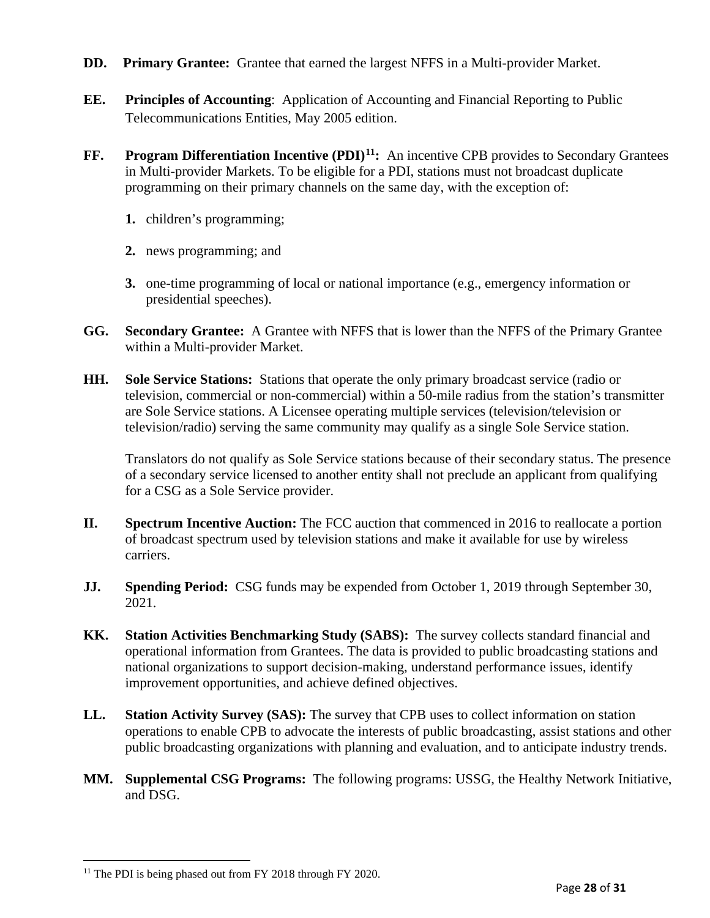**DD. Primary Grantee:** Grantee that earned the largest NFFS in a Multi-provider Market.

**EE. Principles of Accounting**: Application of Accounting and Financial Reporting to Public Telecommunications Entities, May 2005 edition.

**FF. Program Differentiation Incentive (PDI)[11]:** An incentive CPB provides to Secondary Grantees in Multi-provider Markets. To be eligible for a PDI, stations must not broadcast duplicate programming on their primary channels on the same day, with the exception of:

1. children's programming;
2. news programming; and
3. one-time programming of local or national importance (e.g., emergency information or presidential speeches).

**GG. Secondary Grantee:** A Grantee with NFFS that is lower than the NFFS of the Primary Grantee within a Multi-provider Market.

**HH. Sole Service Stations:** Stations that operate the only primary broadcast service (radio or television, commercial or non-commercial) within a 50-mile radius from the station's transmitter are Sole Service stations. A Licensee operating multiple services (television/television or television/radio) serving the same community may qualify as a single Sole Service station.

Translators do not qualify as Sole Service stations because of their secondary status. The presence of a secondary service licensed to another entity shall not preclude an applicant from qualifying for a CSG as a Sole Service provider.

**II. Spectrum Incentive Auction:** The FCC auction that commenced in 2016 to reallocate a portion of broadcast spectrum used by television stations and make it available for use by wireless carriers.

**JJ. Spending Period:** CSG funds may be expended from October 1, 2019 through September 30, 2021.

**KK. Station Activities Benchmarking Study (SABS):** The survey collects standard financial and operational information from Grantees. The data is provided to public broadcasting stations and national organizations to support decision-making, understand performance issues, identify improvement opportunities, and achieve defined objectives.

**LL. Station Activity Survey (SAS):** The survey that CPB uses to collect information on station operations to enable CPB to advocate the interests of public broadcasting, assist stations and other public broadcasting organizations with planning and evaluation, and to anticipate industry trends.

**MM. Supplemental CSG Programs:** The following programs: USSG, the Healthy Network Initiative, and DSG.

---

[11] The PDI is being phased out from FY 2018 through FY 2020.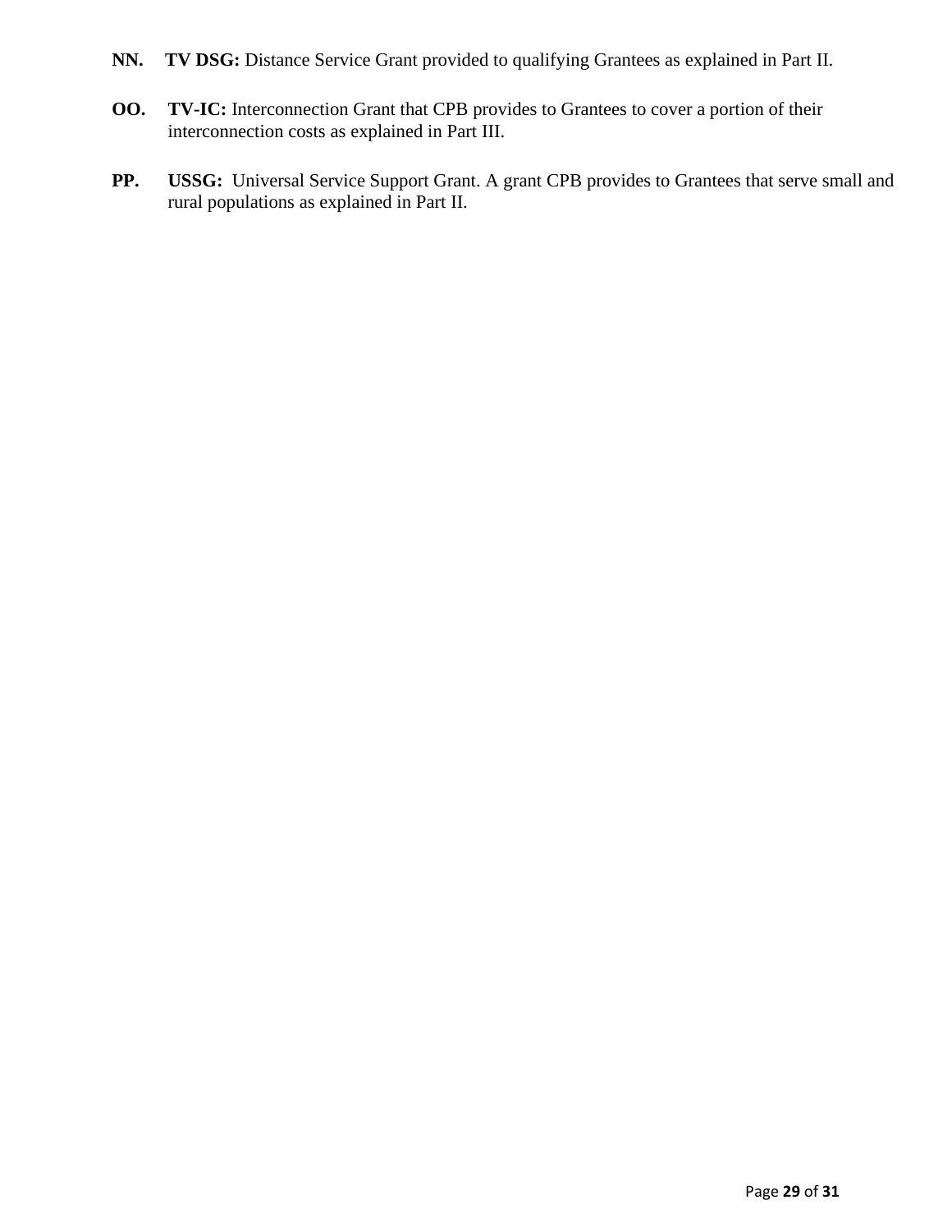**NN. TV DSG:** Distance Service Grant provided to qualifying Grantees as explained in Part II.

**OO. TV-IC:** Interconnection Grant that CPB provides to Grantees to cover a portion of their interconnection costs as explained in Part III.

**PP. USSG:** Universal Service Support Grant. A grant CPB provides to Grantees that serve small and rural populations as explained in Part II.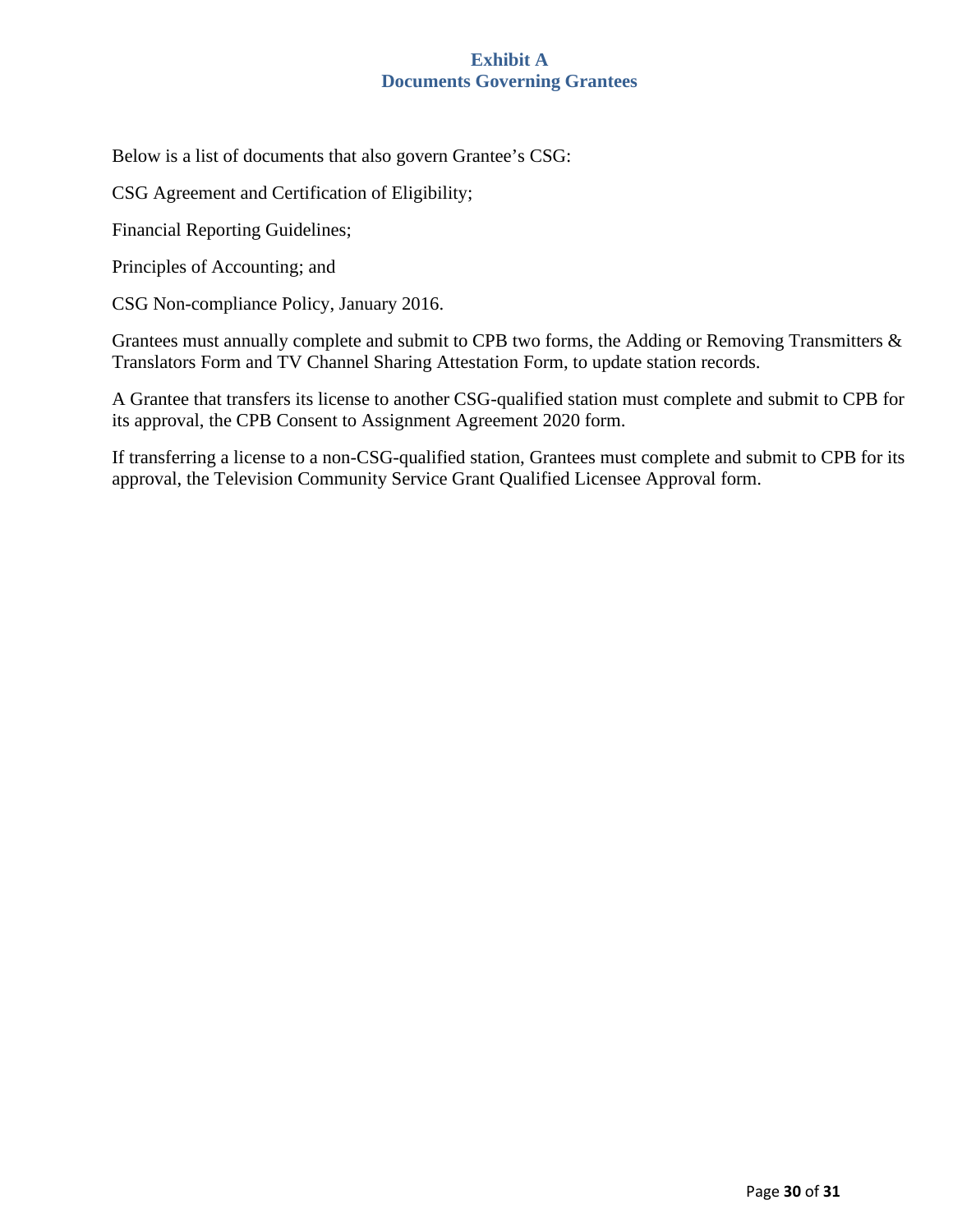## Exhibit A
## Documents Governing Grantees

Below is a list of documents that also govern Grantee's CSG:

CSG Agreement and Certification of Eligibility;

Financial Reporting Guidelines;

Principles of Accounting; and

CSG Non-compliance Policy, January 2016.

Grantees must annually complete and submit to CPB two forms, the Adding or Removing Transmitters & Translators Form and TV Channel Sharing Attestation Form, to update station records.

A Grantee that transfers its license to another CSG-qualified station must complete and submit to CPB for its approval, the CPB Consent to Assignment Agreement 2020 form.

If transferring a license to a non-CSG-qualified station, Grantees must complete and submit to CPB for its approval, the Television Community Service Grant Qualified Licensee Approval form.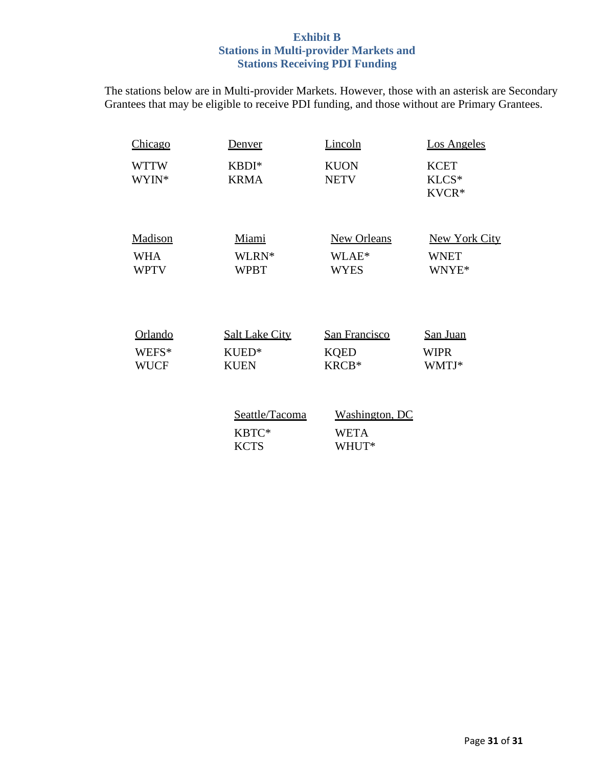### Exhibit B
### Stations in Multi-provider Markets and Stations Receiving PDI Funding

The stations below are in Multi-provider Markets. However, those with an asterisk are Secondary Grantees that may be eligible to receive PDI funding, and those without are Primary Grantees.

Chicago
WTTW
WYIN*

Denver
KBDI*
KRMA

Lincoln
KUON
NETV

Los Angeles
KCET
KLCS*
KVCR*

Madison
WHA
WPTV

Miami
WLRN*
WPBT

New Orleans
WLAE*
WYES

New York City
WNET
WNYE*

Orlando
WEFS*
WUCF

Salt Lake City
KUED*
KUEN

San Francisco
KQED
KRCB*

San Juan
WIPR
WMTJ*

Seattle/Tacoma
KBTC*
KCTS

Washington, DC
WETA
WHUT*